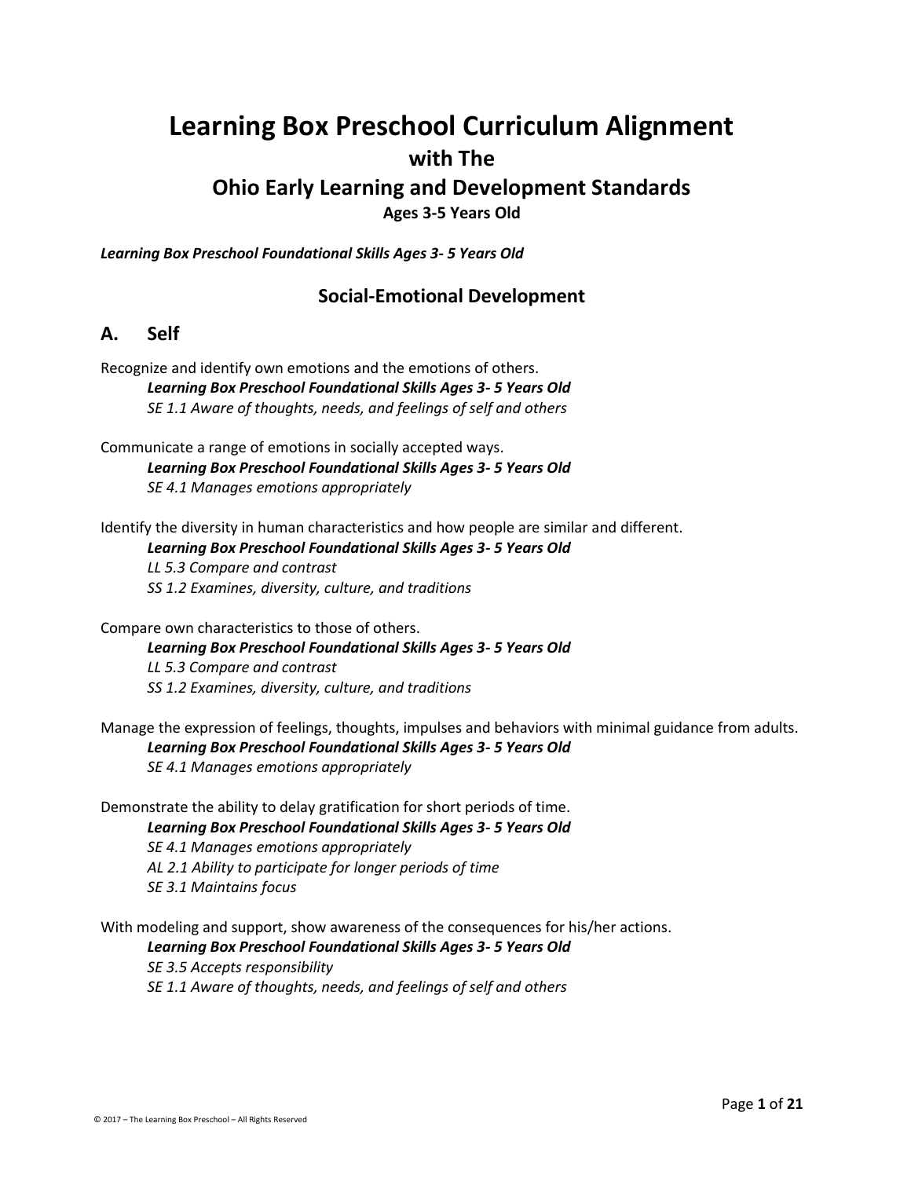# Learning Box Preschool Curriculum Alignment

## with The

## Ohio Early Learning and Development Standards

### Ages 3-5 Years Old

***Learning Box Preschool Foundational Skills Ages 3- 5 Years Old***

## Social-Emotional Development

## A. Self

Recognize and identify own emotions and the emotions of others.

> ***Learning Box Preschool Foundational Skills Ages 3- 5 Years Old***
> *SE 1.1 Aware of thoughts, needs, and feelings of self and others*

Communicate a range of emotions in socially accepted ways.

> ***Learning Box Preschool Foundational Skills Ages 3- 5 Years Old***
> *SE 4.1 Manages emotions appropriately*

Identify the diversity in human characteristics and how people are similar and different.

> ***Learning Box Preschool Foundational Skills Ages 3- 5 Years Old***
> *LL 5.3 Compare and contrast*
> *SS 1.2 Examines, diversity, culture, and traditions*

Compare own characteristics to those of others.

> ***Learning Box Preschool Foundational Skills Ages 3- 5 Years Old***
> *LL 5.3 Compare and contrast*
> *SS 1.2 Examines, diversity, culture, and traditions*

Manage the expression of feelings, thoughts, impulses and behaviors with minimal guidance from adults.

> ***Learning Box Preschool Foundational Skills Ages 3- 5 Years Old***
> *SE 4.1 Manages emotions appropriately*

Demonstrate the ability to delay gratification for short periods of time.

> ***Learning Box Preschool Foundational Skills Ages 3- 5 Years Old***
> *SE 4.1 Manages emotions appropriately*
> *AL 2.1 Ability to participate for longer periods of time*
> *SE 3.1 Maintains focus*

With modeling and support, show awareness of the consequences for his/her actions.

> ***Learning Box Preschool Foundational Skills Ages 3- 5 Years Old***
> *SE 3.5 Accepts responsibility*
> *SE 1.1 Aware of thoughts, needs, and feelings of self and others*

© 2017 – The Learning Box Preschool – All Rights Reserved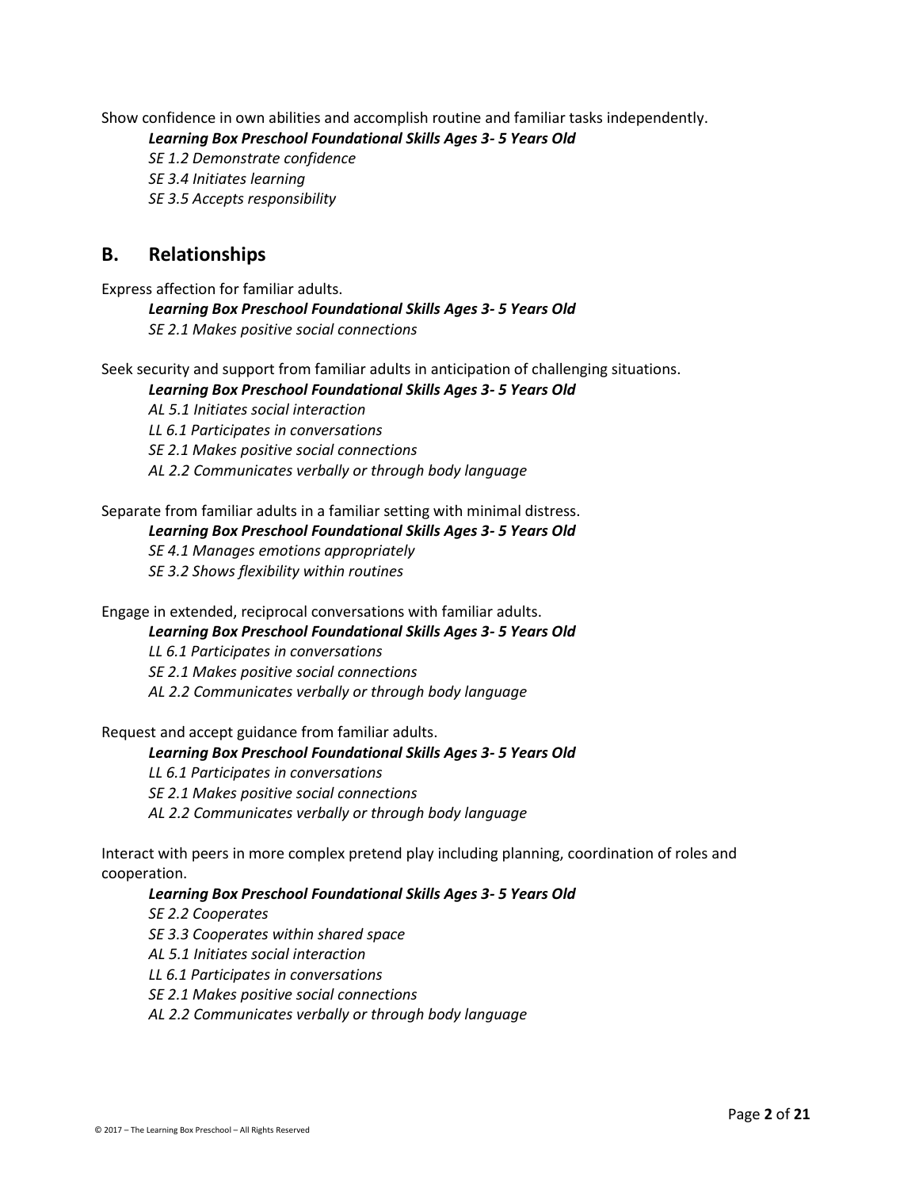Show confidence in own abilities and accomplish routine and familiar tasks independently.

> ***Learning Box Preschool Foundational Skills Ages 3- 5 Years Old***
> *SE 1.2 Demonstrate confidence*
> *SE 3.4 Initiates learning*
> *SE 3.5 Accepts responsibility*

## B. Relationships

Express affection for familiar adults.

> ***Learning Box Preschool Foundational Skills Ages 3- 5 Years Old***
> *SE 2.1 Makes positive social connections*

Seek security and support from familiar adults in anticipation of challenging situations.

> ***Learning Box Preschool Foundational Skills Ages 3- 5 Years Old***
> *AL 5.1 Initiates social interaction*
> *LL 6.1 Participates in conversations*
> *SE 2.1 Makes positive social connections*
> *AL 2.2 Communicates verbally or through body language*

Separate from familiar adults in a familiar setting with minimal distress.

> ***Learning Box Preschool Foundational Skills Ages 3- 5 Years Old***
> *SE 4.1 Manages emotions appropriately*
> *SE 3.2 Shows flexibility within routines*

Engage in extended, reciprocal conversations with familiar adults.

> ***Learning Box Preschool Foundational Skills Ages 3- 5 Years Old***
> *LL 6.1 Participates in conversations*
> *SE 2.1 Makes positive social connections*
> *AL 2.2 Communicates verbally or through body language*

Request and accept guidance from familiar adults.

> ***Learning Box Preschool Foundational Skills Ages 3- 5 Years Old***
> *LL 6.1 Participates in conversations*
> *SE 2.1 Makes positive social connections*
> *AL 2.2 Communicates verbally or through body language*

Interact with peers in more complex pretend play including planning, coordination of roles and cooperation.

> ***Learning Box Preschool Foundational Skills Ages 3- 5 Years Old***
> *SE 2.2 Cooperates*
> *SE 3.3 Cooperates within shared space*
> *AL 5.1 Initiates social interaction*
> *LL 6.1 Participates in conversations*
> *SE 2.1 Makes positive social connections*
> *AL 2.2 Communicates verbally or through body language*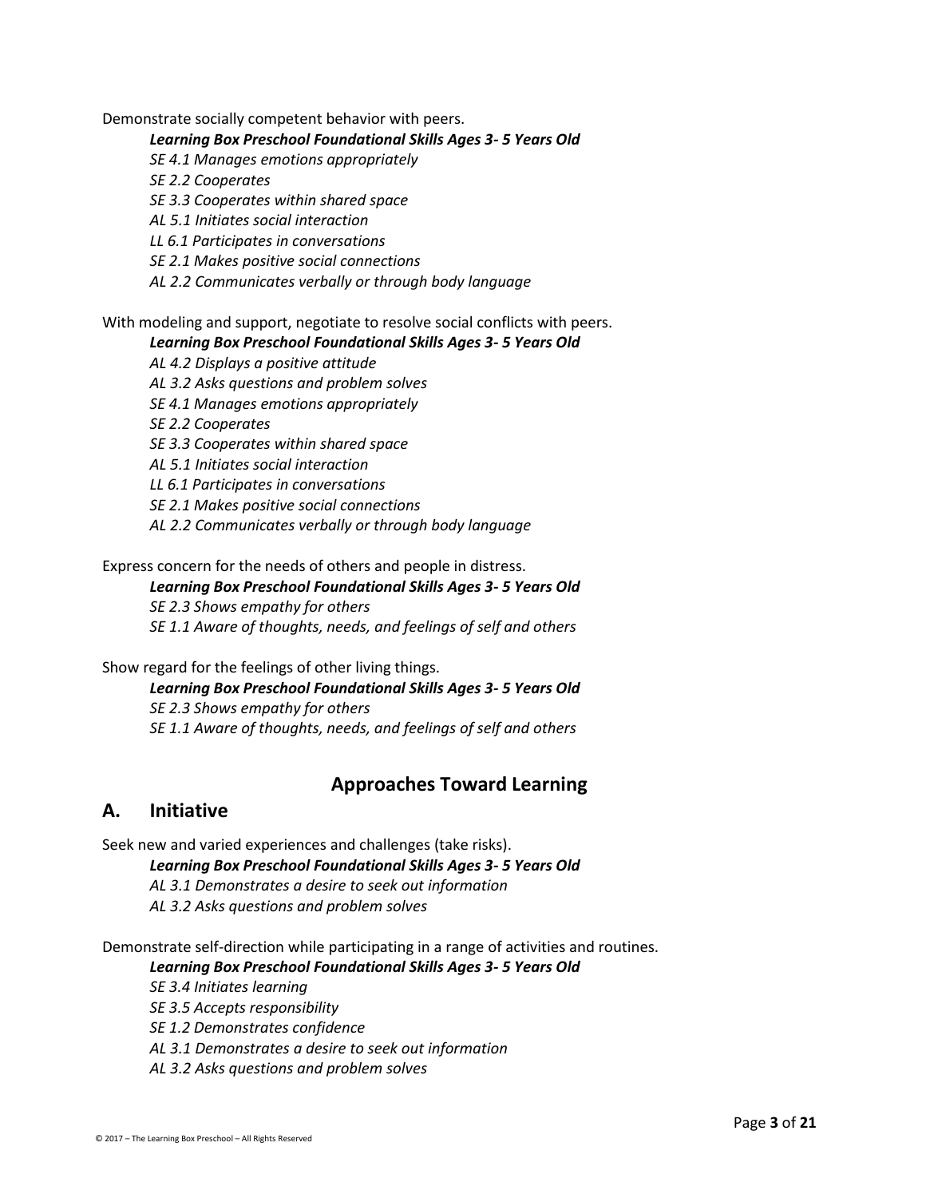Demonstrate socially competent behavior with peers.

***Learning Box Preschool Foundational Skills Ages 3- 5 Years Old***

*SE 4.1 Manages emotions appropriately*

*SE 2.2 Cooperates*

*SE 3.3 Cooperates within shared space*

*AL 5.1 Initiates social interaction*

*LL 6.1 Participates in conversations*

*SE 2.1 Makes positive social connections*

*AL 2.2 Communicates verbally or through body language*

With modeling and support, negotiate to resolve social conflicts with peers.

***Learning Box Preschool Foundational Skills Ages 3- 5 Years Old***

*AL 4.2 Displays a positive attitude*

*AL 3.2 Asks questions and problem solves*

*SE 4.1 Manages emotions appropriately*

*SE 2.2 Cooperates*

*SE 3.3 Cooperates within shared space*

*AL 5.1 Initiates social interaction*

*LL 6.1 Participates in conversations*

*SE 2.1 Makes positive social connections*

*AL 2.2 Communicates verbally or through body language*

Express concern for the needs of others and people in distress.

***Learning Box Preschool Foundational Skills Ages 3- 5 Years Old***

*SE 2.3 Shows empathy for others*

*SE 1.1 Aware of thoughts, needs, and feelings of self and others*

Show regard for the feelings of other living things.

***Learning Box Preschool Foundational Skills Ages 3- 5 Years Old***

*SE 2.3 Shows empathy for others*

*SE 1.1 Aware of thoughts, needs, and feelings of self and others*

## Approaches Toward Learning

### A. Initiative

Seek new and varied experiences and challenges (take risks).

***Learning Box Preschool Foundational Skills Ages 3- 5 Years Old***

*AL 3.1 Demonstrates a desire to seek out information*

*AL 3.2 Asks questions and problem solves*

Demonstrate self-direction while participating in a range of activities and routines.

***Learning Box Preschool Foundational Skills Ages 3- 5 Years Old***

*SE 3.4 Initiates learning*

*SE 3.5 Accepts responsibility*

*SE 1.2 Demonstrates confidence*

*AL 3.1 Demonstrates a desire to seek out information*

*AL 3.2 Asks questions and problem solves*

© 2017 – The Learning Box Preschool – All Rights Reserved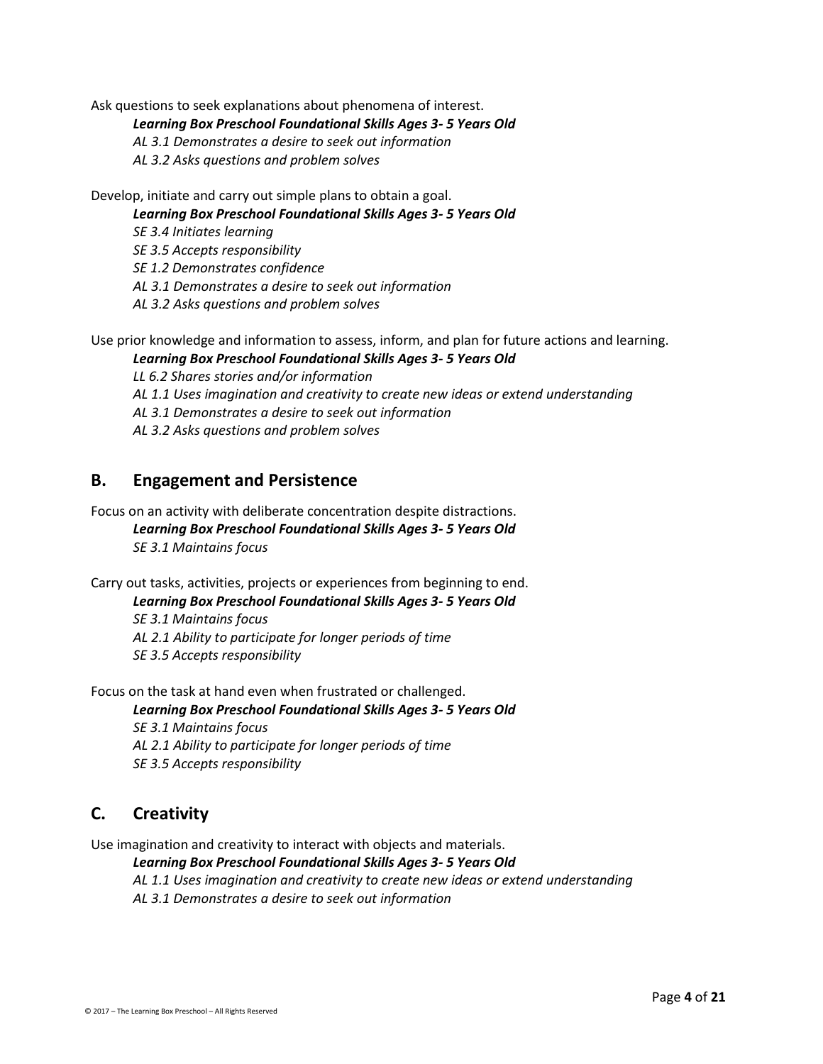Ask questions to seek explanations about phenomena of interest.

> ***Learning Box Preschool Foundational Skills Ages 3- 5 Years Old***
> *AL 3.1 Demonstrates a desire to seek out information*
> *AL 3.2 Asks questions and problem solves*

Develop, initiate and carry out simple plans to obtain a goal.

> ***Learning Box Preschool Foundational Skills Ages 3- 5 Years Old***
> *SE 3.4 Initiates learning*
> *SE 3.5 Accepts responsibility*
> *SE 1.2 Demonstrates confidence*
> *AL 3.1 Demonstrates a desire to seek out information*
> *AL 3.2 Asks questions and problem solves*

Use prior knowledge and information to assess, inform, and plan for future actions and learning.

> ***Learning Box Preschool Foundational Skills Ages 3- 5 Years Old***
> *LL 6.2 Shares stories and/or information*
> *AL 1.1 Uses imagination and creativity to create new ideas or extend understanding*
> *AL 3.1 Demonstrates a desire to seek out information*
> *AL 3.2 Asks questions and problem solves*

## B. Engagement and Persistence

Focus on an activity with deliberate concentration despite distractions.

> ***Learning Box Preschool Foundational Skills Ages 3- 5 Years Old***
> *SE 3.1 Maintains focus*

Carry out tasks, activities, projects or experiences from beginning to end.

> ***Learning Box Preschool Foundational Skills Ages 3- 5 Years Old***
> *SE 3.1 Maintains focus*
> *AL 2.1 Ability to participate for longer periods of time*
> *SE 3.5 Accepts responsibility*

Focus on the task at hand even when frustrated or challenged.

> ***Learning Box Preschool Foundational Skills Ages 3- 5 Years Old***
> *SE 3.1 Maintains focus*
> *AL 2.1 Ability to participate for longer periods of time*
> *SE 3.5 Accepts responsibility*

## C. Creativity

Use imagination and creativity to interact with objects and materials.

> ***Learning Box Preschool Foundational Skills Ages 3- 5 Years Old***
> *AL 1.1 Uses imagination and creativity to create new ideas or extend understanding*
> *AL 3.1 Demonstrates a desire to seek out information*

© 2017 – The Learning Box Preschool – All Rights Reserved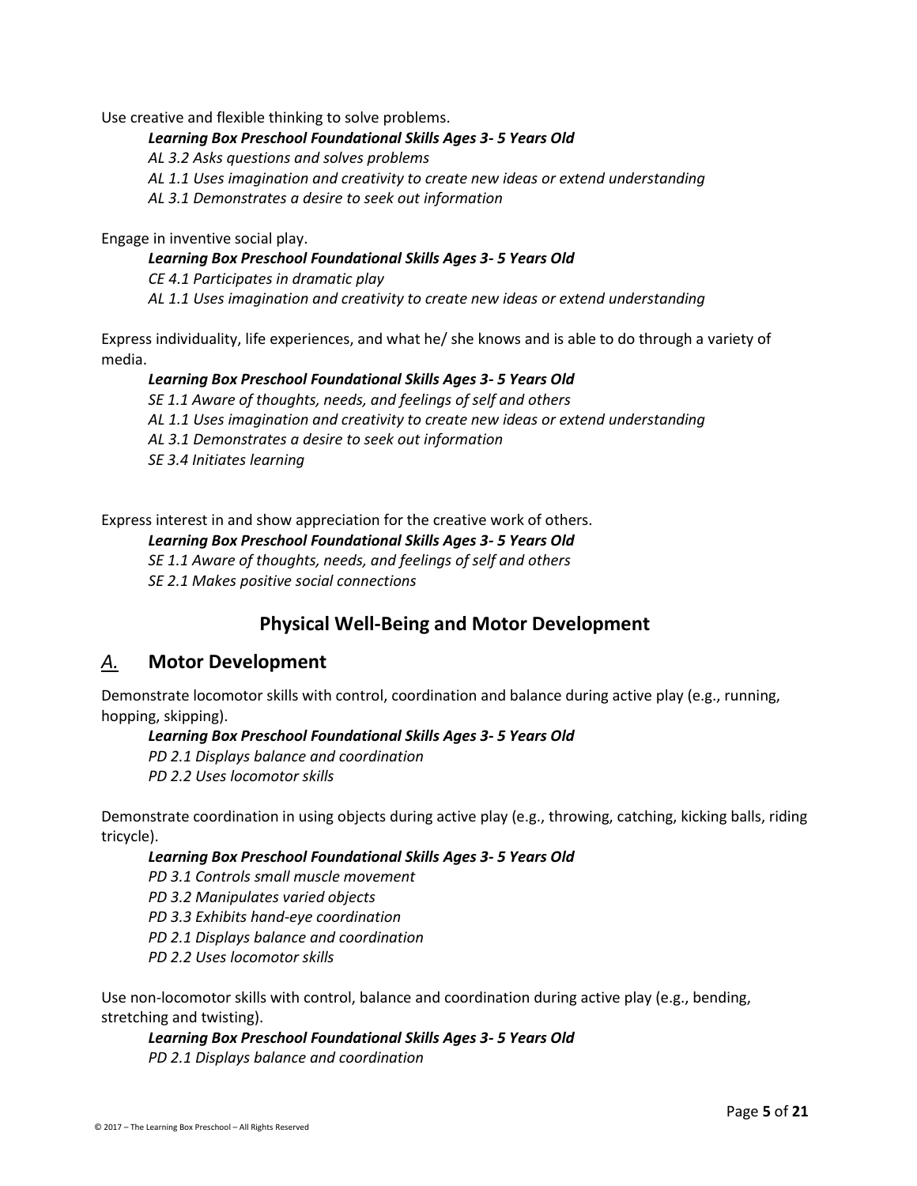Use creative and flexible thinking to solve problems.

***Learning Box Preschool Foundational Skills Ages 3- 5 Years Old***

*AL 3.2 Asks questions and solves problems*

*AL 1.1 Uses imagination and creativity to create new ideas or extend understanding*

*AL 3.1 Demonstrates a desire to seek out information*

Engage in inventive social play.

***Learning Box Preschool Foundational Skills Ages 3- 5 Years Old***

*CE 4.1 Participates in dramatic play*

*AL 1.1 Uses imagination and creativity to create new ideas or extend understanding*

Express individuality, life experiences, and what he/ she knows and is able to do through a variety of media.

***Learning Box Preschool Foundational Skills Ages 3- 5 Years Old***

*SE 1.1 Aware of thoughts, needs, and feelings of self and others*

*AL 1.1 Uses imagination and creativity to create new ideas or extend understanding*

*AL 3.1 Demonstrates a desire to seek out information*

*SE 3.4 Initiates learning*

Express interest in and show appreciation for the creative work of others.

***Learning Box Preschool Foundational Skills Ages 3- 5 Years Old***

*SE 1.1 Aware of thoughts, needs, and feelings of self and others*

*SE 2.1 Makes positive social connections*

## Physical Well-Being and Motor Development

### *A.* Motor Development

Demonstrate locomotor skills with control, coordination and balance during active play (e.g., running, hopping, skipping).

***Learning Box Preschool Foundational Skills Ages 3- 5 Years Old***

*PD 2.1 Displays balance and coordination*

*PD 2.2 Uses locomotor skills*

Demonstrate coordination in using objects during active play (e.g., throwing, catching, kicking balls, riding tricycle).

***Learning Box Preschool Foundational Skills Ages 3- 5 Years Old***

*PD 3.1 Controls small muscle movement*

*PD 3.2 Manipulates varied objects*

*PD 3.3 Exhibits hand-eye coordination*

*PD 2.1 Displays balance and coordination*

*PD 2.2 Uses locomotor skills*

Use non-locomotor skills with control, balance and coordination during active play (e.g., bending, stretching and twisting).

***Learning Box Preschool Foundational Skills Ages 3- 5 Years Old***

*PD 2.1 Displays balance and coordination*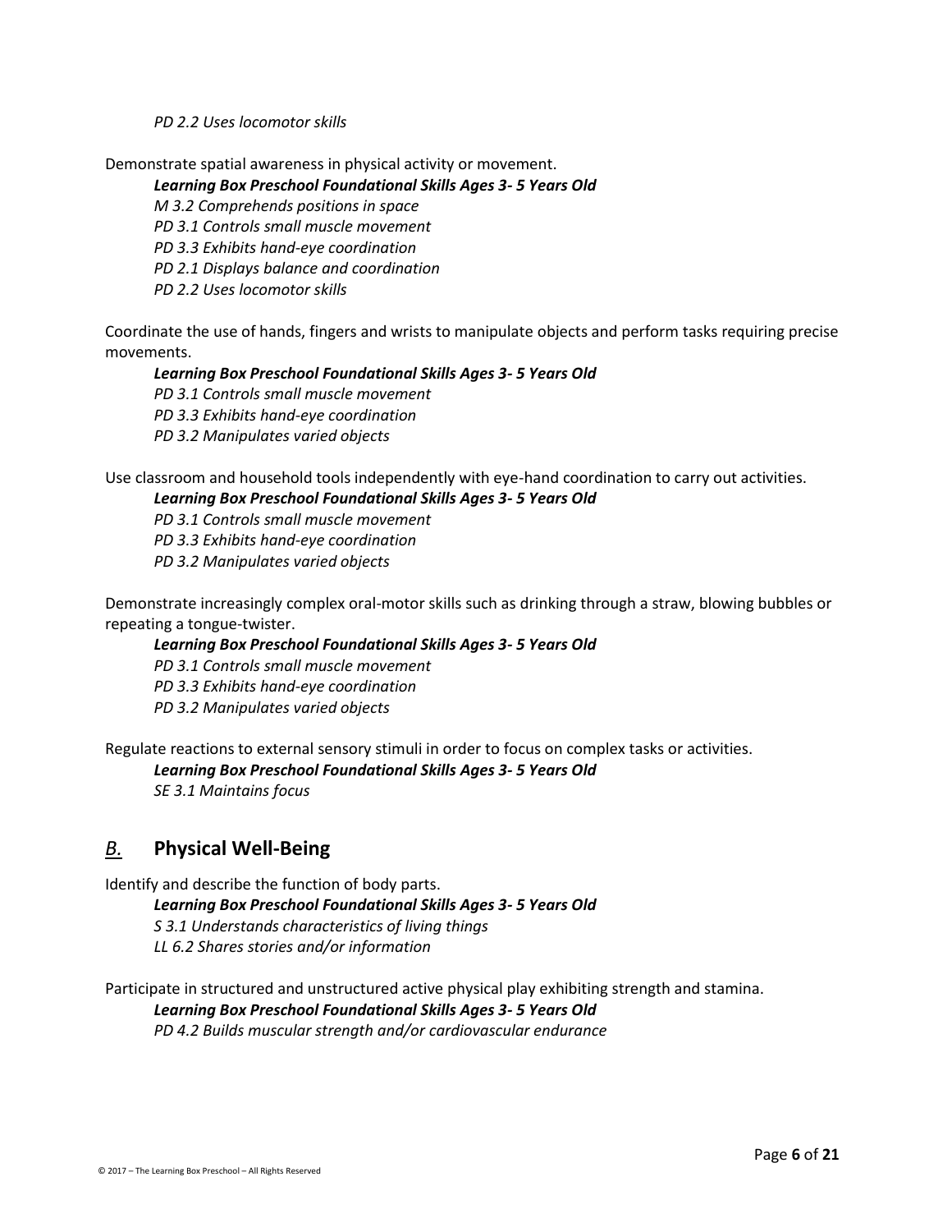*PD 2.2 Uses locomotor skills*

Demonstrate spatial awareness in physical activity or movement.

***Learning Box Preschool Foundational Skills Ages 3- 5 Years Old***
*M 3.2 Comprehends positions in space*
*PD 3.1 Controls small muscle movement*
*PD 3.3 Exhibits hand-eye coordination*
*PD 2.1 Displays balance and coordination*
*PD 2.2 Uses locomotor skills*

Coordinate the use of hands, fingers and wrists to manipulate objects and perform tasks requiring precise movements.

***Learning Box Preschool Foundational Skills Ages 3- 5 Years Old***
*PD 3.1 Controls small muscle movement*
*PD 3.3 Exhibits hand-eye coordination*
*PD 3.2 Manipulates varied objects*

Use classroom and household tools independently with eye-hand coordination to carry out activities.

***Learning Box Preschool Foundational Skills Ages 3- 5 Years Old***
*PD 3.1 Controls small muscle movement*
*PD 3.3 Exhibits hand-eye coordination*
*PD 3.2 Manipulates varied objects*

Demonstrate increasingly complex oral-motor skills such as drinking through a straw, blowing bubbles or repeating a tongue-twister.

***Learning Box Preschool Foundational Skills Ages 3- 5 Years Old***
*PD 3.1 Controls small muscle movement*
*PD 3.3 Exhibits hand-eye coordination*
*PD 3.2 Manipulates varied objects*

Regulate reactions to external sensory stimuli in order to focus on complex tasks or activities.

***Learning Box Preschool Foundational Skills Ages 3- 5 Years Old***
*SE 3.1 Maintains focus*

## *B.* Physical Well-Being

Identify and describe the function of body parts.

***Learning Box Preschool Foundational Skills Ages 3- 5 Years Old***
*S 3.1 Understands characteristics of living things*
*LL 6.2 Shares stories and/or information*

Participate in structured and unstructured active physical play exhibiting strength and stamina.

***Learning Box Preschool Foundational Skills Ages 3- 5 Years Old***
*PD 4.2 Builds muscular strength and/or cardiovascular endurance*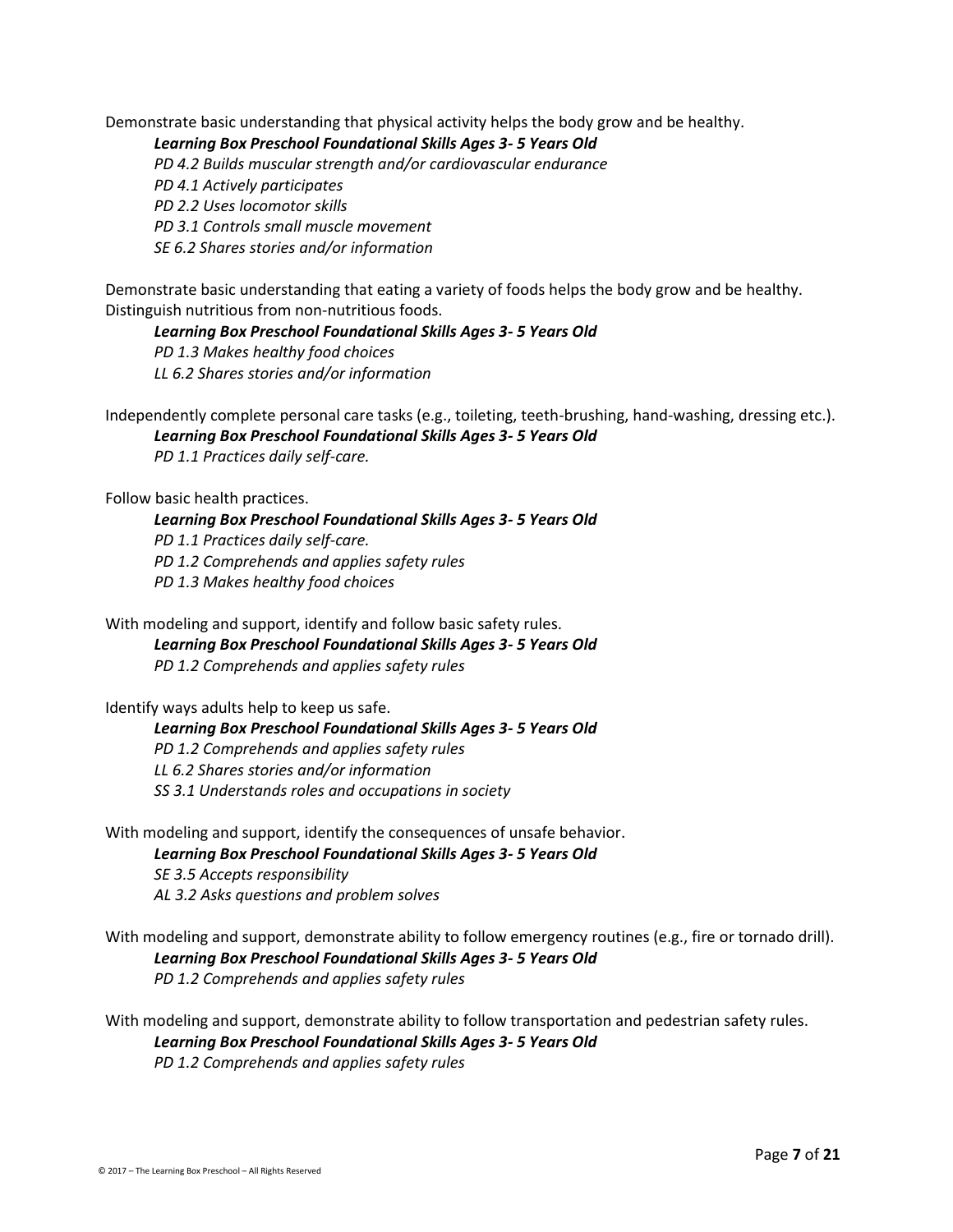Demonstrate basic understanding that physical activity helps the body grow and be healthy.

***Learning Box Preschool Foundational Skills Ages 3- 5 Years Old***

*PD 4.2 Builds muscular strength and/or cardiovascular endurance*

*PD 4.1 Actively participates*

*PD 2.2 Uses locomotor skills*

*PD 3.1 Controls small muscle movement*

*SE 6.2 Shares stories and/or information*

Demonstrate basic understanding that eating a variety of foods helps the body grow and be healthy. Distinguish nutritious from non-nutritious foods.

***Learning Box Preschool Foundational Skills Ages 3- 5 Years Old***

*PD 1.3 Makes healthy food choices*

*LL 6.2 Shares stories and/or information*

Independently complete personal care tasks (e.g., toileting, teeth-brushing, hand-washing, dressing etc.).

***Learning Box Preschool Foundational Skills Ages 3- 5 Years Old***

*PD 1.1 Practices daily self-care.*

Follow basic health practices.

***Learning Box Preschool Foundational Skills Ages 3- 5 Years Old***

*PD 1.1 Practices daily self-care.*

*PD 1.2 Comprehends and applies safety rules*

*PD 1.3 Makes healthy food choices*

With modeling and support, identify and follow basic safety rules.

***Learning Box Preschool Foundational Skills Ages 3- 5 Years Old***

*PD 1.2 Comprehends and applies safety rules*

Identify ways adults help to keep us safe.

***Learning Box Preschool Foundational Skills Ages 3- 5 Years Old***

*PD 1.2 Comprehends and applies safety rules*

*LL 6.2 Shares stories and/or information*

*SS 3.1 Understands roles and occupations in society*

With modeling and support, identify the consequences of unsafe behavior.

***Learning Box Preschool Foundational Skills Ages 3- 5 Years Old***

*SE 3.5 Accepts responsibility*

*AL 3.2 Asks questions and problem solves*

With modeling and support, demonstrate ability to follow emergency routines (e.g., fire or tornado drill).

***Learning Box Preschool Foundational Skills Ages 3- 5 Years Old***

*PD 1.2 Comprehends and applies safety rules*

With modeling and support, demonstrate ability to follow transportation and pedestrian safety rules.

***Learning Box Preschool Foundational Skills Ages 3- 5 Years Old***

*PD 1.2 Comprehends and applies safety rules*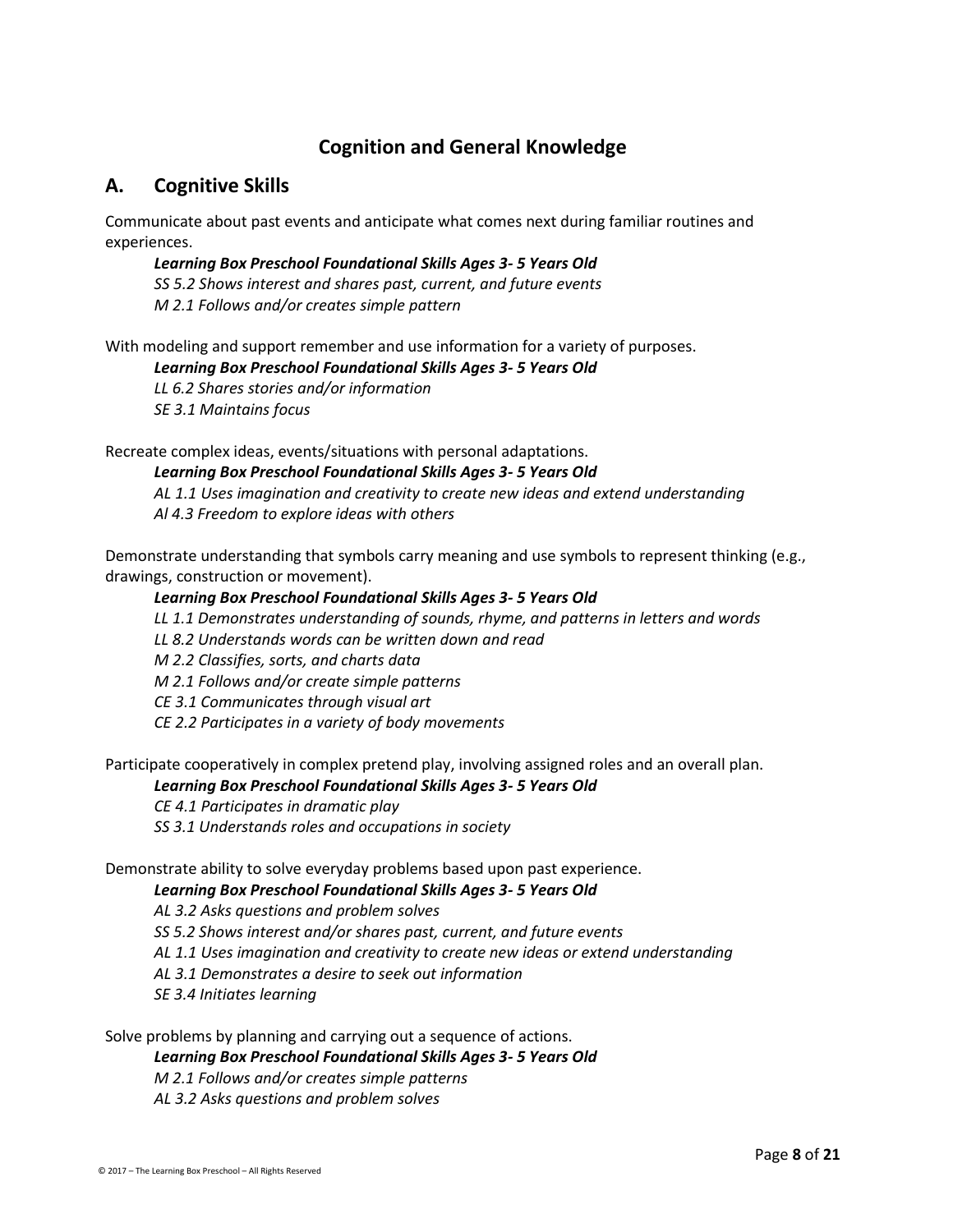# Cognition and General Knowledge

## A. Cognitive Skills

Communicate about past events and anticipate what comes next during familiar routines and experiences.

***Learning Box Preschool Foundational Skills Ages 3- 5 Years Old***
*SS 5.2 Shows interest and shares past, current, and future events*
*M 2.1 Follows and/or creates simple pattern*

With modeling and support remember and use information for a variety of purposes.

***Learning Box Preschool Foundational Skills Ages 3- 5 Years Old***
*LL 6.2 Shares stories and/or information*
*SE 3.1 Maintains focus*

Recreate complex ideas, events/situations with personal adaptations.

***Learning Box Preschool Foundational Skills Ages 3- 5 Years Old***
*AL 1.1 Uses imagination and creativity to create new ideas and extend understanding*
*Al 4.3 Freedom to explore ideas with others*

Demonstrate understanding that symbols carry meaning and use symbols to represent thinking (e.g., drawings, construction or movement).

***Learning Box Preschool Foundational Skills Ages 3- 5 Years Old***
*LL 1.1 Demonstrates understanding of sounds, rhyme, and patterns in letters and words*
*LL 8.2 Understands words can be written down and read*
*M 2.2 Classifies, sorts, and charts data*
*M 2.1 Follows and/or create simple patterns*
*CE 3.1 Communicates through visual art*
*CE 2.2 Participates in a variety of body movements*

Participate cooperatively in complex pretend play, involving assigned roles and an overall plan.

***Learning Box Preschool Foundational Skills Ages 3- 5 Years Old***
*CE 4.1 Participates in dramatic play*
*SS 3.1 Understands roles and occupations in society*

Demonstrate ability to solve everyday problems based upon past experience.

***Learning Box Preschool Foundational Skills Ages 3- 5 Years Old***
*AL 3.2 Asks questions and problem solves*
*SS 5.2 Shows interest and/or shares past, current, and future events*
*AL 1.1 Uses imagination and creativity to create new ideas or extend understanding*
*AL 3.1 Demonstrates a desire to seek out information*
*SE 3.4 Initiates learning*

Solve problems by planning and carrying out a sequence of actions.

***Learning Box Preschool Foundational Skills Ages 3- 5 Years Old***
*M 2.1 Follows and/or creates simple patterns*
*AL 3.2 Asks questions and problem solves*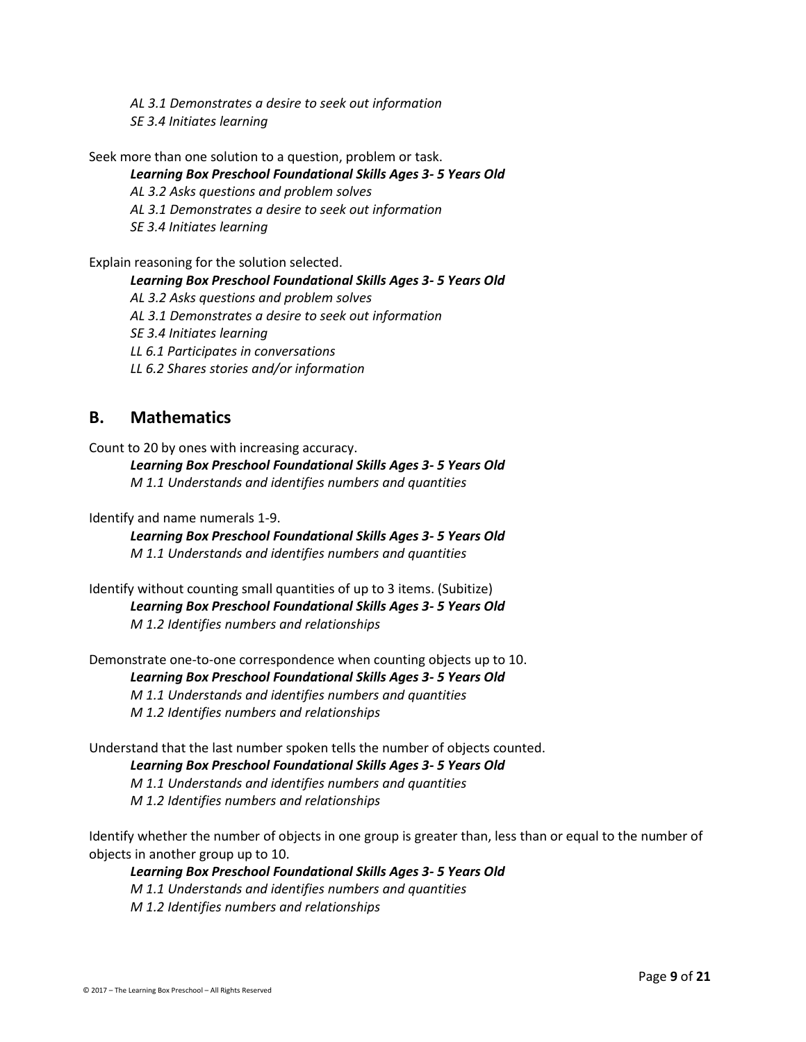*AL 3.1 Demonstrates a desire to seek out information*
*SE 3.4 Initiates learning*

Seek more than one solution to a question, problem or task.

***Learning Box Preschool Foundational Skills Ages 3- 5 Years Old***
*AL 3.2 Asks questions and problem solves*
*AL 3.1 Demonstrates a desire to seek out information*
*SE 3.4 Initiates learning*

Explain reasoning for the solution selected.

***Learning Box Preschool Foundational Skills Ages 3- 5 Years Old***
*AL 3.2 Asks questions and problem solves*
*AL 3.1 Demonstrates a desire to seek out information*
*SE 3.4 Initiates learning*
*LL 6.1 Participates in conversations*
*LL 6.2 Shares stories and/or information*

## B. Mathematics

Count to 20 by ones with increasing accuracy.

***Learning Box Preschool Foundational Skills Ages 3- 5 Years Old***
*M 1.1 Understands and identifies numbers and quantities*

Identify and name numerals 1-9.

***Learning Box Preschool Foundational Skills Ages 3- 5 Years Old***
*M 1.1 Understands and identifies numbers and quantities*

Identify without counting small quantities of up to 3 items. (Subitize)

***Learning Box Preschool Foundational Skills Ages 3- 5 Years Old***
*M 1.2 Identifies numbers and relationships*

Demonstrate one-to-one correspondence when counting objects up to 10.

***Learning Box Preschool Foundational Skills Ages 3- 5 Years Old***
*M 1.1 Understands and identifies numbers and quantities*
*M 1.2 Identifies numbers and relationships*

Understand that the last number spoken tells the number of objects counted.

***Learning Box Preschool Foundational Skills Ages 3- 5 Years Old***
*M 1.1 Understands and identifies numbers and quantities*
*M 1.2 Identifies numbers and relationships*

Identify whether the number of objects in one group is greater than, less than or equal to the number of objects in another group up to 10.

***Learning Box Preschool Foundational Skills Ages 3- 5 Years Old***
*M 1.1 Understands and identifies numbers and quantities*
*M 1.2 Identifies numbers and relationships*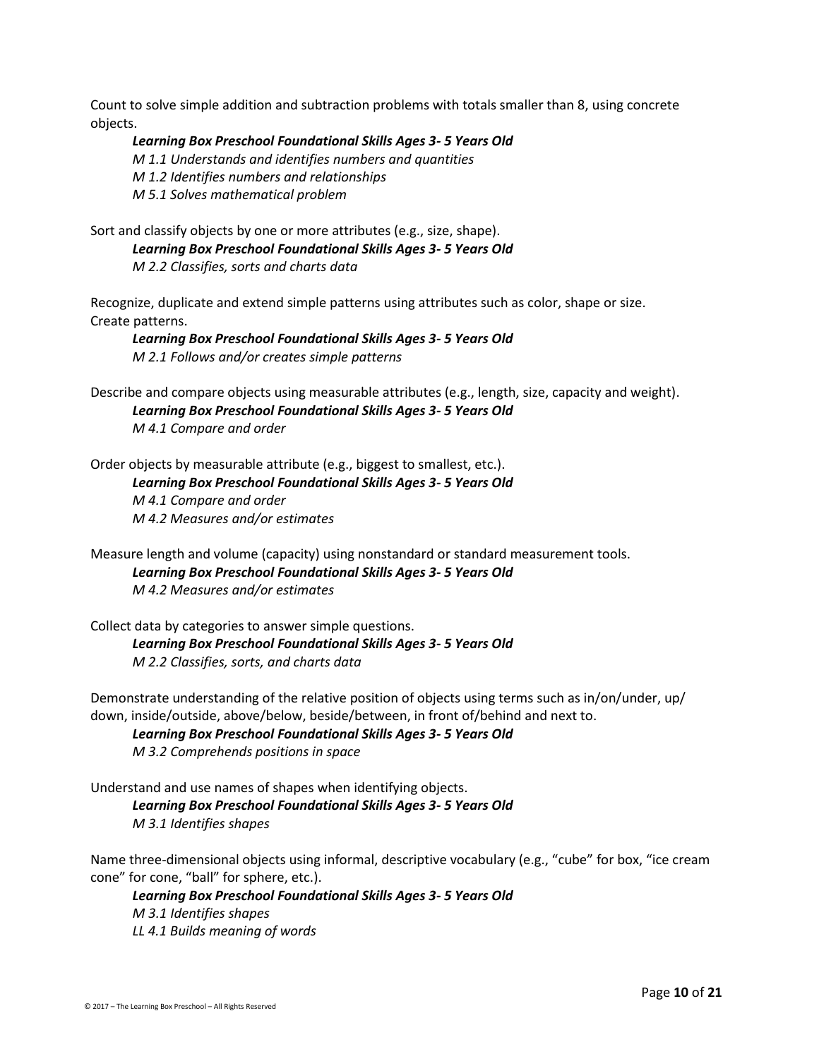Count to solve simple addition and subtraction problems with totals smaller than 8, using concrete objects.

***Learning Box Preschool Foundational Skills Ages 3- 5 Years Old***
*M 1.1 Understands and identifies numbers and quantities*
*M 1.2 Identifies numbers and relationships*
*M 5.1 Solves mathematical problem*

Sort and classify objects by one or more attributes (e.g., size, shape).

***Learning Box Preschool Foundational Skills Ages 3- 5 Years Old***
*M 2.2 Classifies, sorts and charts data*

Recognize, duplicate and extend simple patterns using attributes such as color, shape or size. Create patterns.

***Learning Box Preschool Foundational Skills Ages 3- 5 Years Old***
*M 2.1 Follows and/or creates simple patterns*

Describe and compare objects using measurable attributes (e.g., length, size, capacity and weight).

***Learning Box Preschool Foundational Skills Ages 3- 5 Years Old***
*M 4.1 Compare and order*

Order objects by measurable attribute (e.g., biggest to smallest, etc.).

***Learning Box Preschool Foundational Skills Ages 3- 5 Years Old***
*M 4.1 Compare and order*
*M 4.2 Measures and/or estimates*

Measure length and volume (capacity) using nonstandard or standard measurement tools.

***Learning Box Preschool Foundational Skills Ages 3- 5 Years Old***
*M 4.2 Measures and/or estimates*

Collect data by categories to answer simple questions.

***Learning Box Preschool Foundational Skills Ages 3- 5 Years Old***
*M 2.2 Classifies, sorts, and charts data*

Demonstrate understanding of the relative position of objects using terms such as in/on/under, up/down, inside/outside, above/below, beside/between, in front of/behind and next to.

***Learning Box Preschool Foundational Skills Ages 3- 5 Years Old***
*M 3.2 Comprehends positions in space*

Understand and use names of shapes when identifying objects.

***Learning Box Preschool Foundational Skills Ages 3- 5 Years Old***
*M 3.1 Identifies shapes*

Name three-dimensional objects using informal, descriptive vocabulary (e.g., "cube" for box, "ice cream cone" for cone, "ball" for sphere, etc.).

***Learning Box Preschool Foundational Skills Ages 3- 5 Years Old***
*M 3.1 Identifies shapes*
*LL 4.1 Builds meaning of words*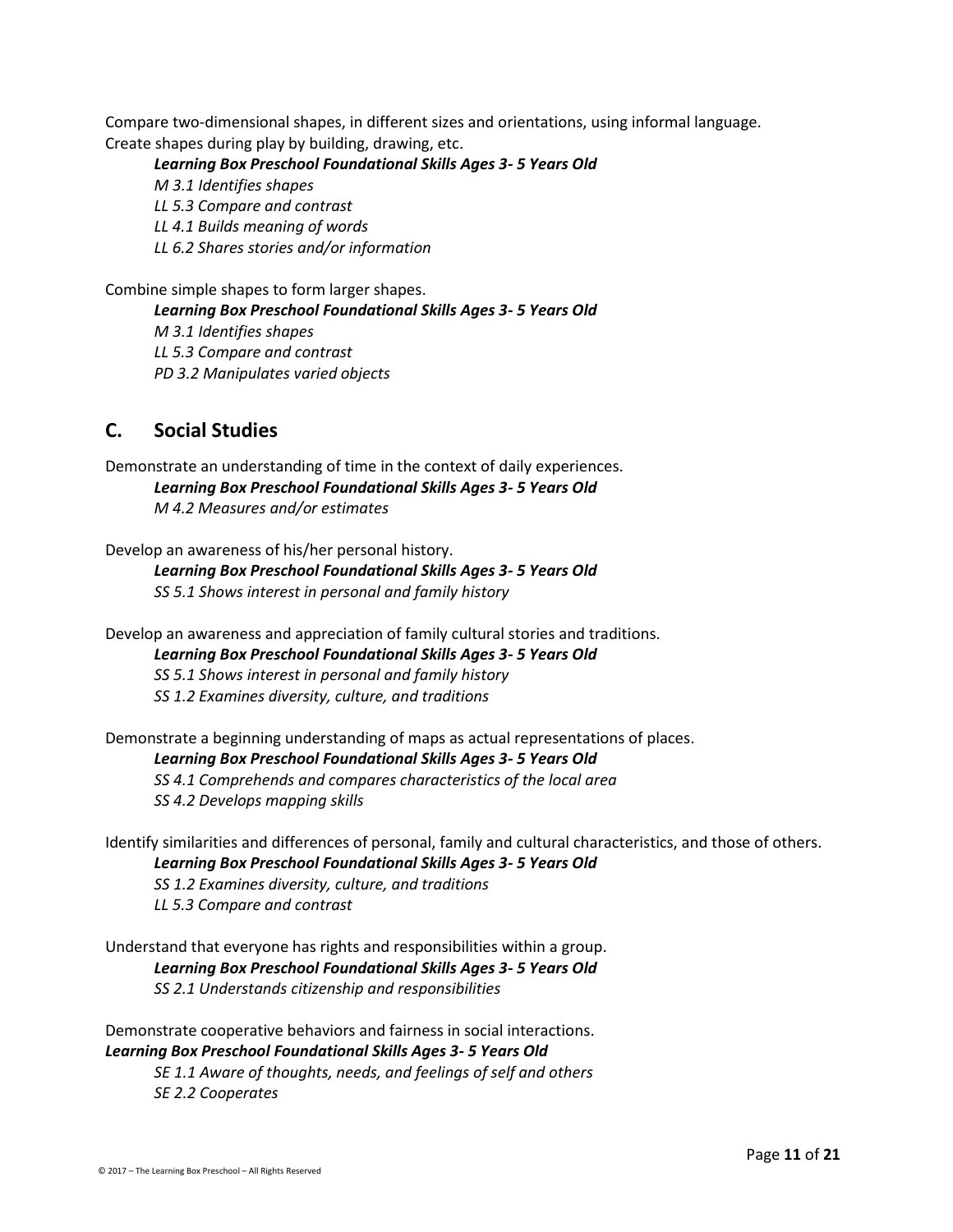Compare two-dimensional shapes, in different sizes and orientations, using informal language.
Create shapes during play by building, drawing, etc.

***Learning Box Preschool Foundational Skills Ages 3- 5 Years Old***
*M 3.1 Identifies shapes*
*LL 5.3 Compare and contrast*
*LL 4.1 Builds meaning of words*
*LL 6.2 Shares stories and/or information*

Combine simple shapes to form larger shapes.

***Learning Box Preschool Foundational Skills Ages 3- 5 Years Old***
*M 3.1 Identifies shapes*
*LL 5.3 Compare and contrast*
*PD 3.2 Manipulates varied objects*

## C. Social Studies

Demonstrate an understanding of time in the context of daily experiences.

***Learning Box Preschool Foundational Skills Ages 3- 5 Years Old***
*M 4.2 Measures and/or estimates*

Develop an awareness of his/her personal history.

***Learning Box Preschool Foundational Skills Ages 3- 5 Years Old***
*SS 5.1 Shows interest in personal and family history*

Develop an awareness and appreciation of family cultural stories and traditions.

***Learning Box Preschool Foundational Skills Ages 3- 5 Years Old***
*SS 5.1 Shows interest in personal and family history*
*SS 1.2 Examines diversity, culture, and traditions*

Demonstrate a beginning understanding of maps as actual representations of places.

***Learning Box Preschool Foundational Skills Ages 3- 5 Years Old***
*SS 4.1 Comprehends and compares characteristics of the local area*
*SS 4.2 Develops mapping skills*

Identify similarities and differences of personal, family and cultural characteristics, and those of others.

***Learning Box Preschool Foundational Skills Ages 3- 5 Years Old***
*SS 1.2 Examines diversity, culture, and traditions*
*LL 5.3 Compare and contrast*

Understand that everyone has rights and responsibilities within a group.

***Learning Box Preschool Foundational Skills Ages 3- 5 Years Old***
*SS 2.1 Understands citizenship and responsibilities*

Demonstrate cooperative behaviors and fairness in social interactions.

***Learning Box Preschool Foundational Skills Ages 3- 5 Years Old***
*SE 1.1 Aware of thoughts, needs, and feelings of self and others*
*SE 2.2 Cooperates*

© 2017 – The Learning Box Preschool – All Rights Reserved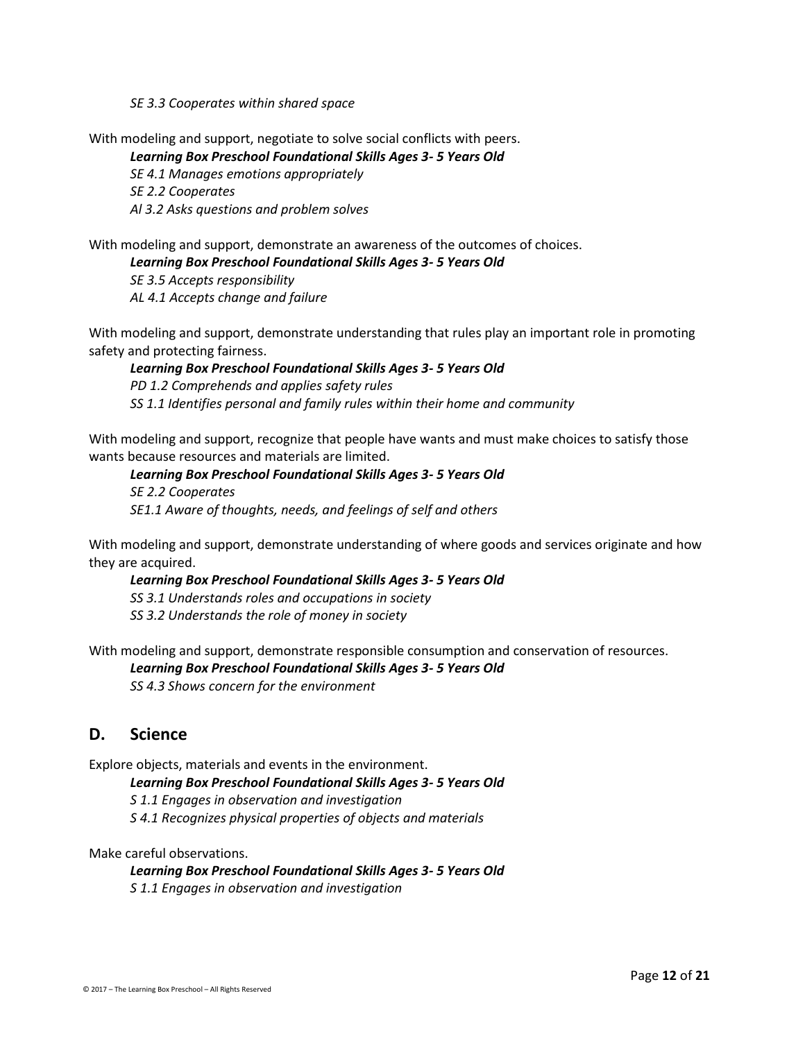*SE 3.3 Cooperates within shared space*

With modeling and support, negotiate to solve social conflicts with peers.

***Learning Box Preschool Foundational Skills Ages 3- 5 Years Old***
*SE 4.1 Manages emotions appropriately*
*SE 2.2 Cooperates*
*Al 3.2 Asks questions and problem solves*

With modeling and support, demonstrate an awareness of the outcomes of choices.

***Learning Box Preschool Foundational Skills Ages 3- 5 Years Old***
*SE 3.5 Accepts responsibility*
*AL 4.1 Accepts change and failure*

With modeling and support, demonstrate understanding that rules play an important role in promoting safety and protecting fairness.

***Learning Box Preschool Foundational Skills Ages 3- 5 Years Old***
*PD 1.2 Comprehends and applies safety rules*
*SS 1.1 Identifies personal and family rules within their home and community*

With modeling and support, recognize that people have wants and must make choices to satisfy those wants because resources and materials are limited.

***Learning Box Preschool Foundational Skills Ages 3- 5 Years Old***
*SE 2.2 Cooperates*
*SE1.1 Aware of thoughts, needs, and feelings of self and others*

With modeling and support, demonstrate understanding of where goods and services originate and how they are acquired.

***Learning Box Preschool Foundational Skills Ages 3- 5 Years Old***
*SS 3.1 Understands roles and occupations in society*
*SS 3.2 Understands the role of money in society*

With modeling and support, demonstrate responsible consumption and conservation of resources.

***Learning Box Preschool Foundational Skills Ages 3- 5 Years Old***
*SS 4.3 Shows concern for the environment*

## D. Science

Explore objects, materials and events in the environment.

***Learning Box Preschool Foundational Skills Ages 3- 5 Years Old***
*S 1.1 Engages in observation and investigation*
*S 4.1 Recognizes physical properties of objects and materials*

Make careful observations.

***Learning Box Preschool Foundational Skills Ages 3- 5 Years Old***
*S 1.1 Engages in observation and investigation*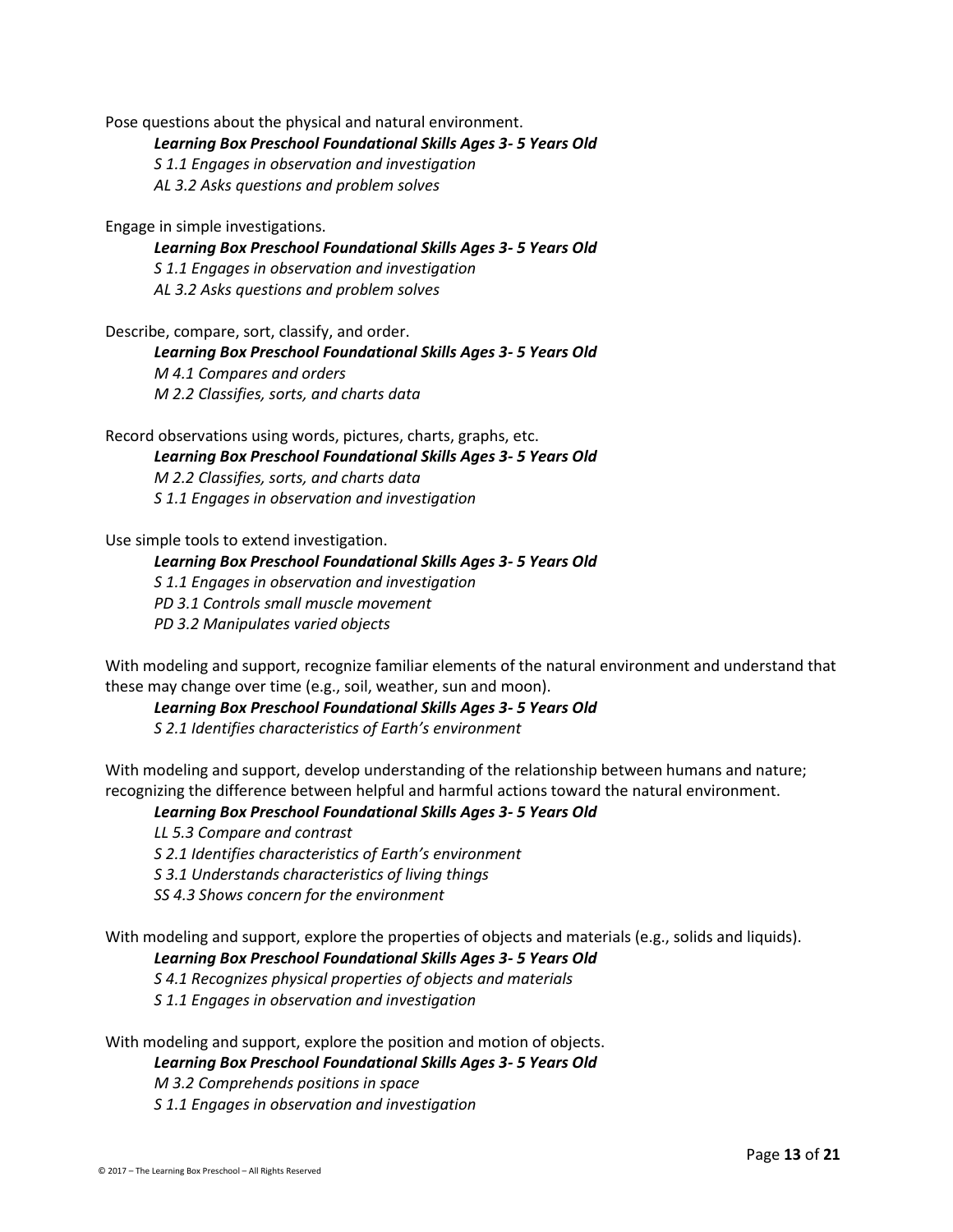Pose questions about the physical and natural environment.

> ***Learning Box Preschool Foundational Skills Ages 3- 5 Years Old***
> *S 1.1 Engages in observation and investigation*
> *AL 3.2 Asks questions and problem solves*

Engage in simple investigations.

> ***Learning Box Preschool Foundational Skills Ages 3- 5 Years Old***
> *S 1.1 Engages in observation and investigation*
> *AL 3.2 Asks questions and problem solves*

Describe, compare, sort, classify, and order.

> ***Learning Box Preschool Foundational Skills Ages 3- 5 Years Old***
> *M 4.1 Compares and orders*
> *M 2.2 Classifies, sorts, and charts data*

Record observations using words, pictures, charts, graphs, etc.

> ***Learning Box Preschool Foundational Skills Ages 3- 5 Years Old***
> *M 2.2 Classifies, sorts, and charts data*
> *S 1.1 Engages in observation and investigation*

Use simple tools to extend investigation.

> ***Learning Box Preschool Foundational Skills Ages 3- 5 Years Old***
> *S 1.1 Engages in observation and investigation*
> *PD 3.1 Controls small muscle movement*
> *PD 3.2 Manipulates varied objects*

With modeling and support, recognize familiar elements of the natural environment and understand that these may change over time (e.g., soil, weather, sun and moon).

> ***Learning Box Preschool Foundational Skills Ages 3- 5 Years Old***
> *S 2.1 Identifies characteristics of Earth's environment*

With modeling and support, develop understanding of the relationship between humans and nature; recognizing the difference between helpful and harmful actions toward the natural environment.

> ***Learning Box Preschool Foundational Skills Ages 3- 5 Years Old***
> *LL 5.3 Compare and contrast*
> *S 2.1 Identifies characteristics of Earth's environment*
> *S 3.1 Understands characteristics of living things*
> *SS 4.3 Shows concern for the environment*

With modeling and support, explore the properties of objects and materials (e.g., solids and liquids).

> ***Learning Box Preschool Foundational Skills Ages 3- 5 Years Old***
> *S 4.1 Recognizes physical properties of objects and materials*
> *S 1.1 Engages in observation and investigation*

With modeling and support, explore the position and motion of objects.

> ***Learning Box Preschool Foundational Skills Ages 3- 5 Years Old***
> *M 3.2 Comprehends positions in space*
> *S 1.1 Engages in observation and investigation*

© 2017 – The Learning Box Preschool – All Rights Reserved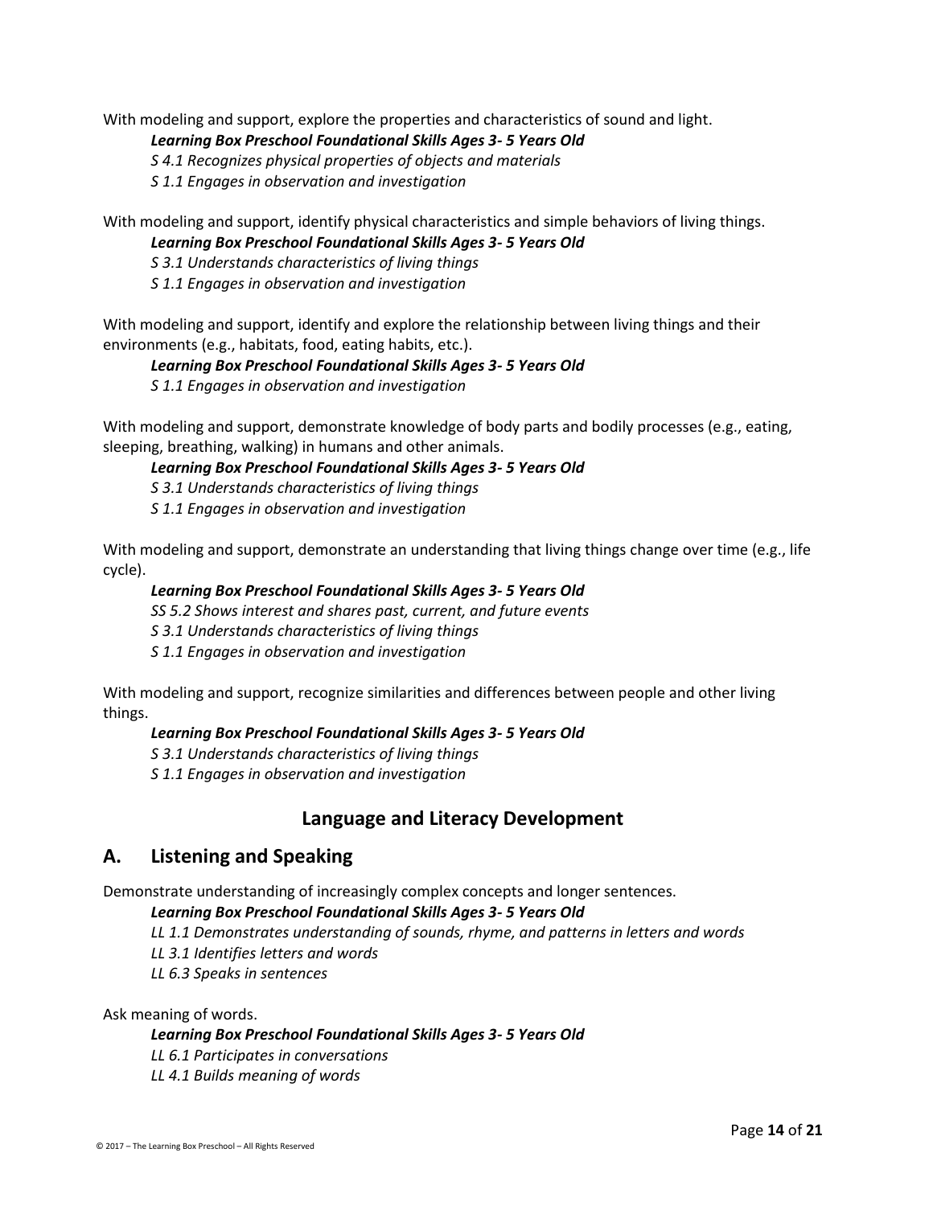With modeling and support, explore the properties and characteristics of sound and light.

***Learning Box Preschool Foundational Skills Ages 3- 5 Years Old***

*S 4.1 Recognizes physical properties of objects and materials*

*S 1.1 Engages in observation and investigation*

With modeling and support, identify physical characteristics and simple behaviors of living things.

***Learning Box Preschool Foundational Skills Ages 3- 5 Years Old***

*S 3.1 Understands characteristics of living things*

*S 1.1 Engages in observation and investigation*

With modeling and support, identify and explore the relationship between living things and their environments (e.g., habitats, food, eating habits, etc.).

***Learning Box Preschool Foundational Skills Ages 3- 5 Years Old***

*S 1.1 Engages in observation and investigation*

With modeling and support, demonstrate knowledge of body parts and bodily processes (e.g., eating, sleeping, breathing, walking) in humans and other animals.

***Learning Box Preschool Foundational Skills Ages 3- 5 Years Old***

*S 3.1 Understands characteristics of living things*

*S 1.1 Engages in observation and investigation*

With modeling and support, demonstrate an understanding that living things change over time (e.g., life cycle).

***Learning Box Preschool Foundational Skills Ages 3- 5 Years Old***

*SS 5.2 Shows interest and shares past, current, and future events*

*S 3.1 Understands characteristics of living things*

*S 1.1 Engages in observation and investigation*

With modeling and support, recognize similarities and differences between people and other living things.

***Learning Box Preschool Foundational Skills Ages 3- 5 Years Old***

*S 3.1 Understands characteristics of living things*

*S 1.1 Engages in observation and investigation*

## Language and Literacy Development

## A. Listening and Speaking

Demonstrate understanding of increasingly complex concepts and longer sentences.

***Learning Box Preschool Foundational Skills Ages 3- 5 Years Old***

*LL 1.1 Demonstrates understanding of sounds, rhyme, and patterns in letters and words*

*LL 3.1 Identifies letters and words*

*LL 6.3 Speaks in sentences*

Ask meaning of words.

***Learning Box Preschool Foundational Skills Ages 3- 5 Years Old***

*LL 6.1 Participates in conversations*

*LL 4.1 Builds meaning of words*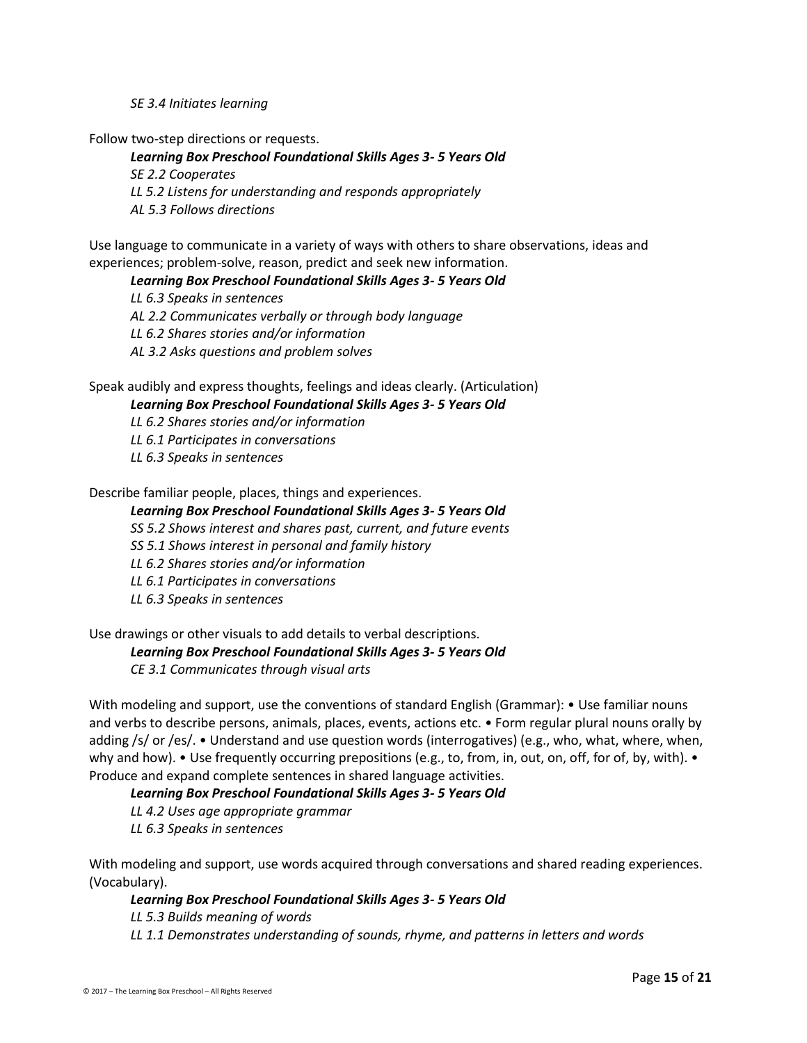*SE 3.4 Initiates learning*

Follow two-step directions or requests.

***Learning Box Preschool Foundational Skills Ages 3- 5 Years Old***

*SE 2.2 Cooperates*

*LL 5.2 Listens for understanding and responds appropriately*

*AL 5.3 Follows directions*

Use language to communicate in a variety of ways with others to share observations, ideas and experiences; problem-solve, reason, predict and seek new information.

***Learning Box Preschool Foundational Skills Ages 3- 5 Years Old***

*LL 6.3 Speaks in sentences*

*AL 2.2 Communicates verbally or through body language*

*LL 6.2 Shares stories and/or information*

*AL 3.2 Asks questions and problem solves*

Speak audibly and express thoughts, feelings and ideas clearly. (Articulation)

***Learning Box Preschool Foundational Skills Ages 3- 5 Years Old***

*LL 6.2 Shares stories and/or information*

*LL 6.1 Participates in conversations*

*LL 6.3 Speaks in sentences*

Describe familiar people, places, things and experiences.

***Learning Box Preschool Foundational Skills Ages 3- 5 Years Old***

*SS 5.2 Shows interest and shares past, current, and future events*

*SS 5.1 Shows interest in personal and family history*

*LL 6.2 Shares stories and/or information*

*LL 6.1 Participates in conversations*

*LL 6.3 Speaks in sentences*

Use drawings or other visuals to add details to verbal descriptions.

***Learning Box Preschool Foundational Skills Ages 3- 5 Years Old***

*CE 3.1 Communicates through visual arts*

With modeling and support, use the conventions of standard English (Grammar): • Use familiar nouns and verbs to describe persons, animals, places, events, actions etc. • Form regular plural nouns orally by adding /s/ or /es/. • Understand and use question words (interrogatives) (e.g., who, what, where, when, why and how). • Use frequently occurring prepositions (e.g., to, from, in, out, on, off, for of, by, with). • Produce and expand complete sentences in shared language activities.

***Learning Box Preschool Foundational Skills Ages 3- 5 Years Old***

*LL 4.2 Uses age appropriate grammar*

*LL 6.3 Speaks in sentences*

With modeling and support, use words acquired through conversations and shared reading experiences. (Vocabulary).

***Learning Box Preschool Foundational Skills Ages 3- 5 Years Old***

*LL 5.3 Builds meaning of words*

*LL 1.1 Demonstrates understanding of sounds, rhyme, and patterns in letters and words*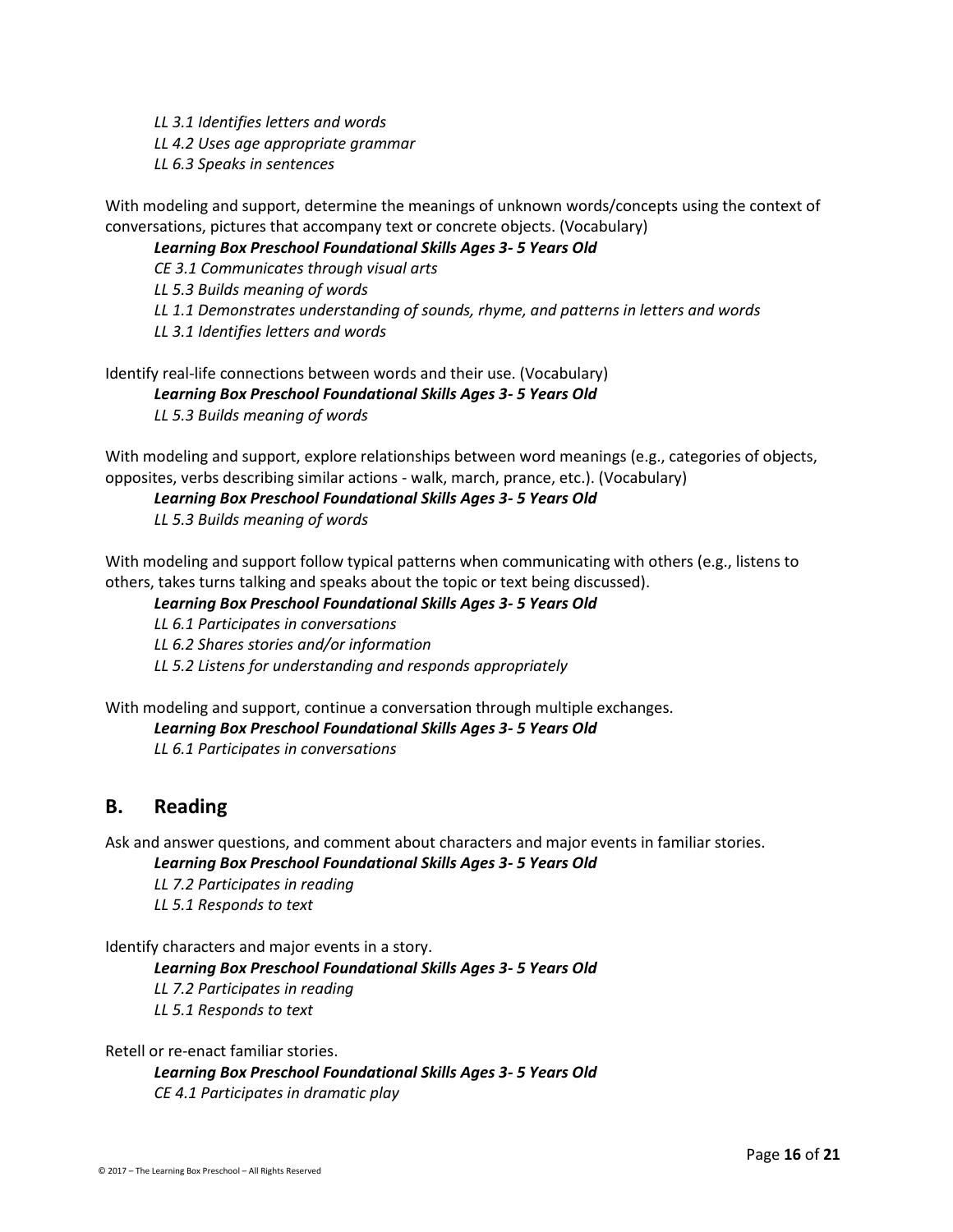*LL 3.1 Identifies letters and words*
*LL 4.2 Uses age appropriate grammar*
*LL 6.3 Speaks in sentences*

With modeling and support, determine the meanings of unknown words/concepts using the context of conversations, pictures that accompany text or concrete objects. (Vocabulary)

***Learning Box Preschool Foundational Skills Ages 3- 5 Years Old***
*CE 3.1 Communicates through visual arts*
*LL 5.3 Builds meaning of words*
*LL 1.1 Demonstrates understanding of sounds, rhyme, and patterns in letters and words*
*LL 3.1 Identifies letters and words*

Identify real-life connections between words and their use. (Vocabulary)

***Learning Box Preschool Foundational Skills Ages 3- 5 Years Old***
*LL 5.3 Builds meaning of words*

With modeling and support, explore relationships between word meanings (e.g., categories of objects, opposites, verbs describing similar actions - walk, march, prance, etc.). (Vocabulary)

***Learning Box Preschool Foundational Skills Ages 3- 5 Years Old***
*LL 5.3 Builds meaning of words*

With modeling and support follow typical patterns when communicating with others (e.g., listens to others, takes turns talking and speaks about the topic or text being discussed).

***Learning Box Preschool Foundational Skills Ages 3- 5 Years Old***
*LL 6.1 Participates in conversations*
*LL 6.2 Shares stories and/or information*
*LL 5.2 Listens for understanding and responds appropriately*

With modeling and support, continue a conversation through multiple exchanges.

***Learning Box Preschool Foundational Skills Ages 3- 5 Years Old***
*LL 6.1 Participates in conversations*

## B. Reading

Ask and answer questions, and comment about characters and major events in familiar stories.

***Learning Box Preschool Foundational Skills Ages 3- 5 Years Old***
*LL 7.2 Participates in reading*
*LL 5.1 Responds to text*

Identify characters and major events in a story.

***Learning Box Preschool Foundational Skills Ages 3- 5 Years Old***
*LL 7.2 Participates in reading*
*LL 5.1 Responds to text*

Retell or re-enact familiar stories.

***Learning Box Preschool Foundational Skills Ages 3- 5 Years Old***
*CE 4.1 Participates in dramatic play*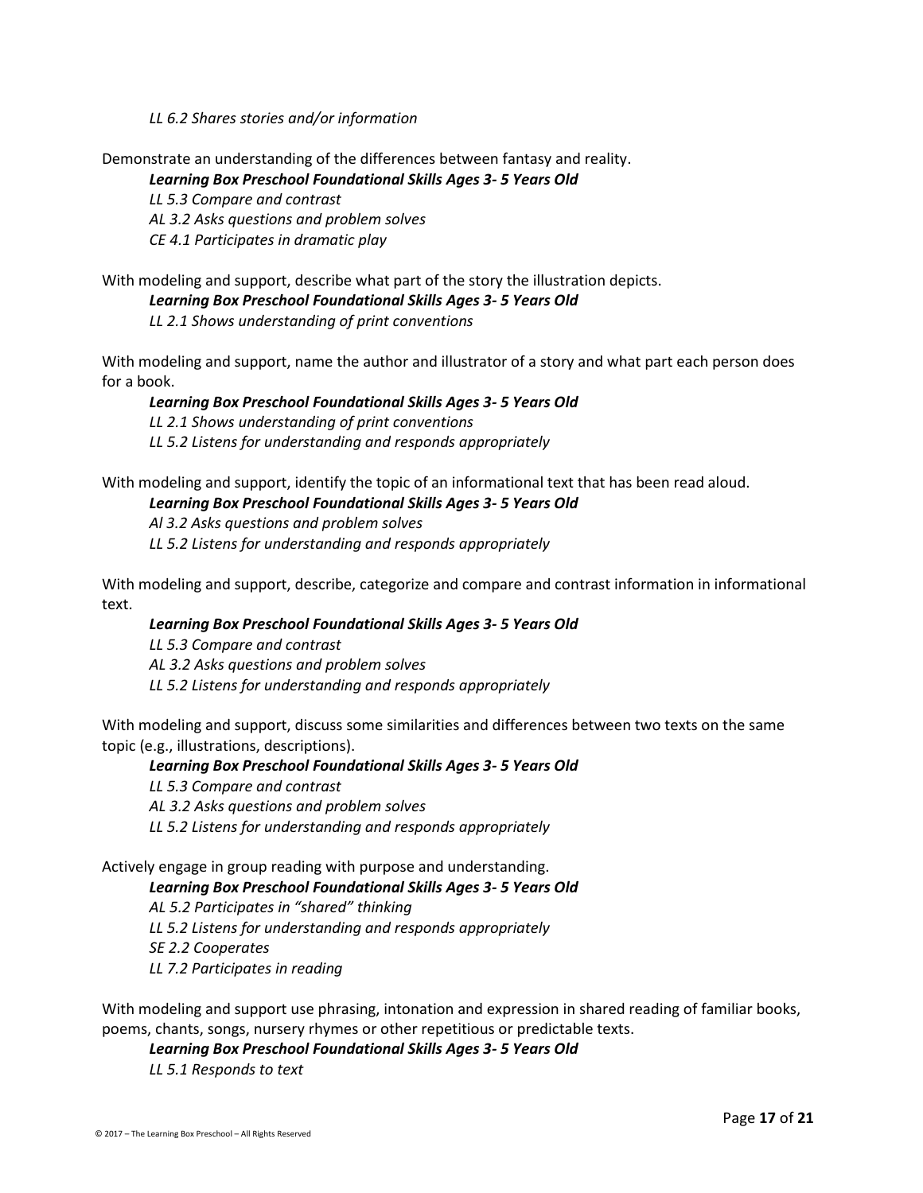*LL 6.2 Shares stories and/or information*

Demonstrate an understanding of the differences between fantasy and reality.

***Learning Box Preschool Foundational Skills Ages 3- 5 Years Old***
*LL 5.3 Compare and contrast*
*AL 3.2 Asks questions and problem solves*
*CE 4.1 Participates in dramatic play*

With modeling and support, describe what part of the story the illustration depicts.

***Learning Box Preschool Foundational Skills Ages 3- 5 Years Old***
*LL 2.1 Shows understanding of print conventions*

With modeling and support, name the author and illustrator of a story and what part each person does for a book.

***Learning Box Preschool Foundational Skills Ages 3- 5 Years Old***
*LL 2.1 Shows understanding of print conventions*
*LL 5.2 Listens for understanding and responds appropriately*

With modeling and support, identify the topic of an informational text that has been read aloud.

***Learning Box Preschool Foundational Skills Ages 3- 5 Years Old***
*Al 3.2 Asks questions and problem solves*
*LL 5.2 Listens for understanding and responds appropriately*

With modeling and support, describe, categorize and compare and contrast information in informational text.

***Learning Box Preschool Foundational Skills Ages 3- 5 Years Old***
*LL 5.3 Compare and contrast*
*AL 3.2 Asks questions and problem solves*
*LL 5.2 Listens for understanding and responds appropriately*

With modeling and support, discuss some similarities and differences between two texts on the same topic (e.g., illustrations, descriptions).

***Learning Box Preschool Foundational Skills Ages 3- 5 Years Old***
*LL 5.3 Compare and contrast*
*AL 3.2 Asks questions and problem solves*
*LL 5.2 Listens for understanding and responds appropriately*

Actively engage in group reading with purpose and understanding.

***Learning Box Preschool Foundational Skills Ages 3- 5 Years Old***
*AL 5.2 Participates in "shared" thinking*
*LL 5.2 Listens for understanding and responds appropriately*
*SE 2.2 Cooperates*
*LL 7.2 Participates in reading*

With modeling and support use phrasing, intonation and expression in shared reading of familiar books, poems, chants, songs, nursery rhymes or other repetitious or predictable texts.

***Learning Box Preschool Foundational Skills Ages 3- 5 Years Old***
*LL 5.1 Responds to text*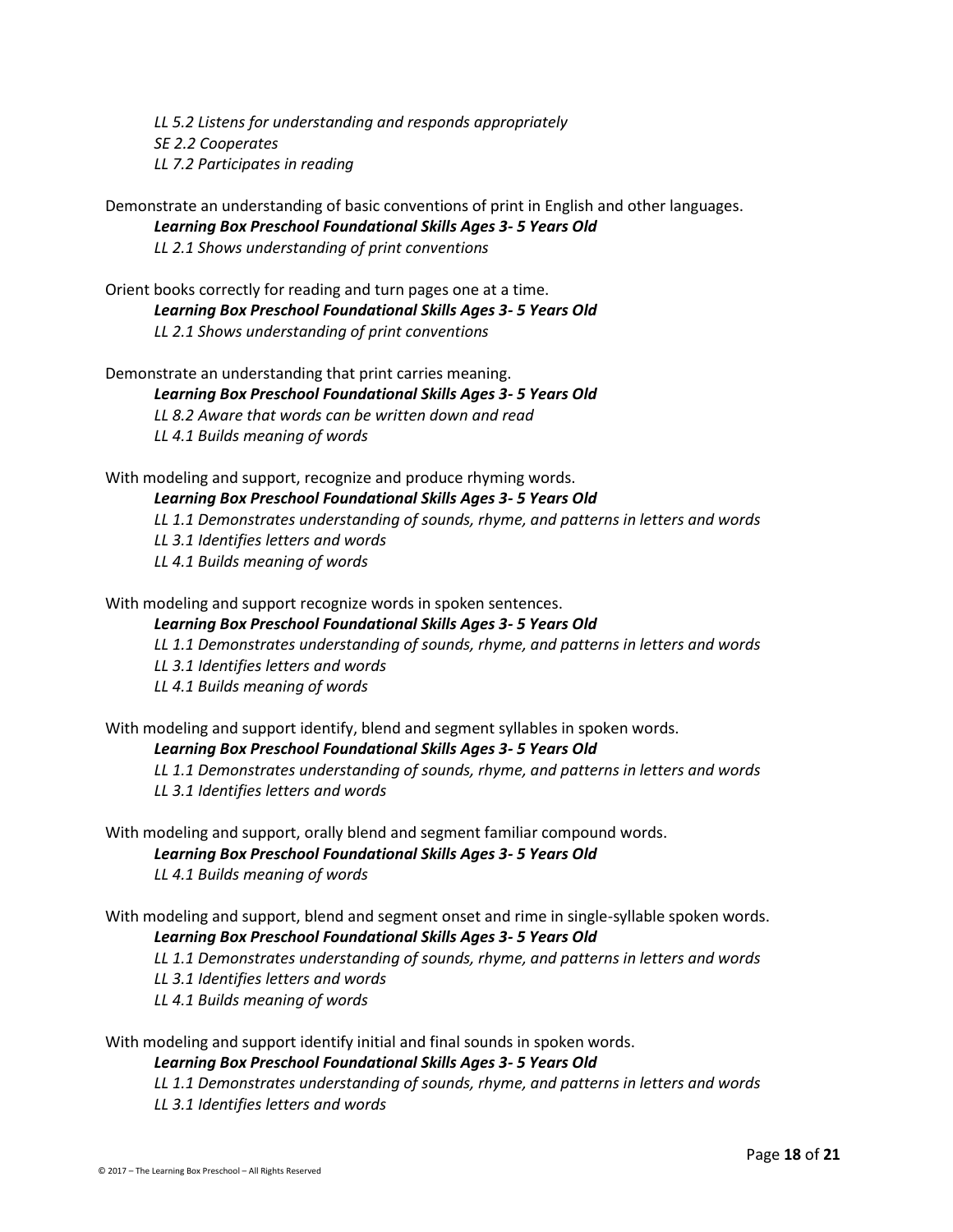*LL 5.2 Listens for understanding and responds appropriately*
*SE 2.2 Cooperates*
*LL 7.2 Participates in reading*

Demonstrate an understanding of basic conventions of print in English and other languages.

***Learning Box Preschool Foundational Skills Ages 3- 5 Years Old***
*LL 2.1 Shows understanding of print conventions*

Orient books correctly for reading and turn pages one at a time.

***Learning Box Preschool Foundational Skills Ages 3- 5 Years Old***
*LL 2.1 Shows understanding of print conventions*

Demonstrate an understanding that print carries meaning.

***Learning Box Preschool Foundational Skills Ages 3- 5 Years Old***
*LL 8.2 Aware that words can be written down and read*
*LL 4.1 Builds meaning of words*

With modeling and support, recognize and produce rhyming words.

***Learning Box Preschool Foundational Skills Ages 3- 5 Years Old***
*LL 1.1 Demonstrates understanding of sounds, rhyme, and patterns in letters and words*
*LL 3.1 Identifies letters and words*
*LL 4.1 Builds meaning of words*

With modeling and support recognize words in spoken sentences.

***Learning Box Preschool Foundational Skills Ages 3- 5 Years Old***
*LL 1.1 Demonstrates understanding of sounds, rhyme, and patterns in letters and words*
*LL 3.1 Identifies letters and words*
*LL 4.1 Builds meaning of words*

With modeling and support identify, blend and segment syllables in spoken words.

***Learning Box Preschool Foundational Skills Ages 3- 5 Years Old***
*LL 1.1 Demonstrates understanding of sounds, rhyme, and patterns in letters and words*
*LL 3.1 Identifies letters and words*

With modeling and support, orally blend and segment familiar compound words.

***Learning Box Preschool Foundational Skills Ages 3- 5 Years Old***
*LL 4.1 Builds meaning of words*

With modeling and support, blend and segment onset and rime in single-syllable spoken words.

***Learning Box Preschool Foundational Skills Ages 3- 5 Years Old***
*LL 1.1 Demonstrates understanding of sounds, rhyme, and patterns in letters and words*
*LL 3.1 Identifies letters and words*
*LL 4.1 Builds meaning of words*

With modeling and support identify initial and final sounds in spoken words.

***Learning Box Preschool Foundational Skills Ages 3- 5 Years Old***
*LL 1.1 Demonstrates understanding of sounds, rhyme, and patterns in letters and words*
*LL 3.1 Identifies letters and words*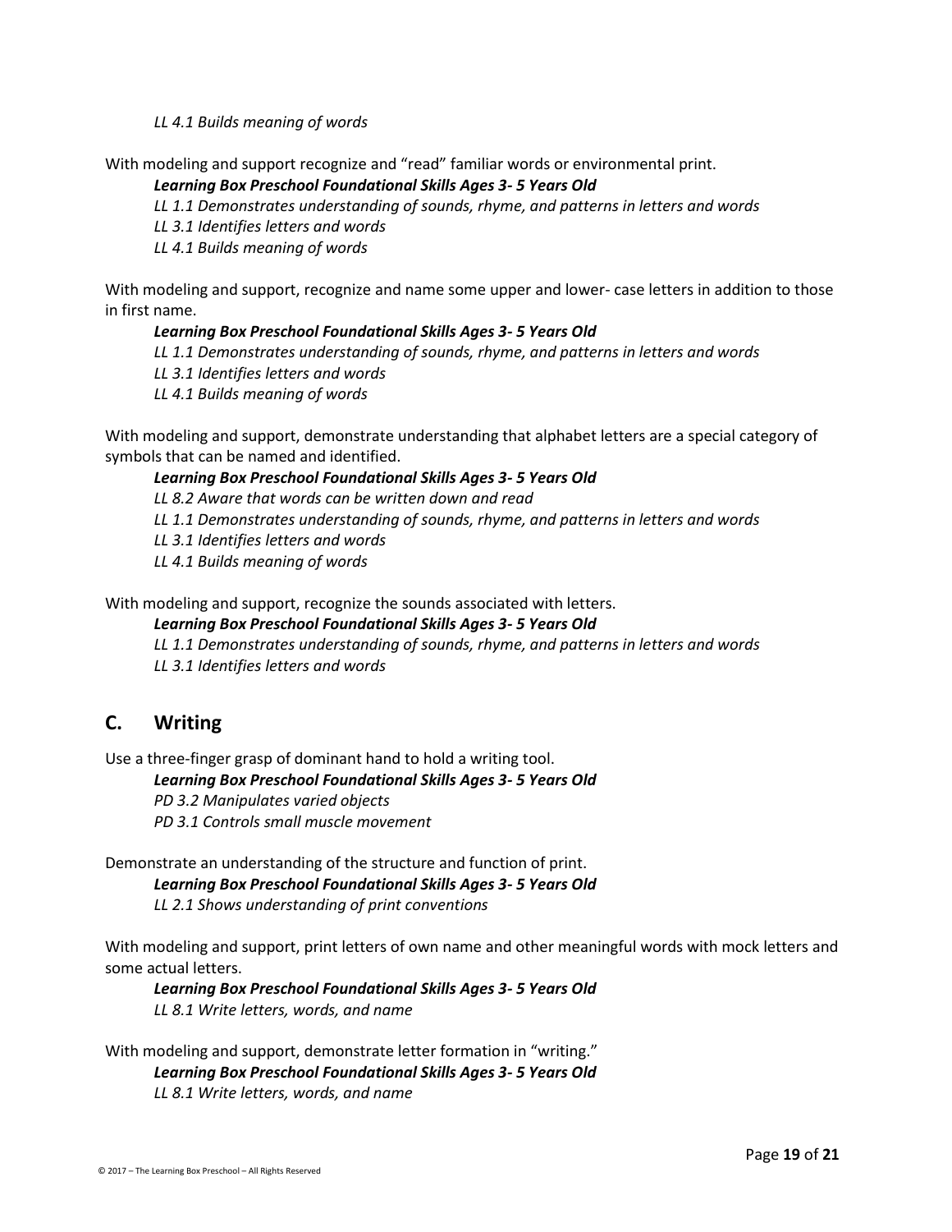*LL 4.1 Builds meaning of words*

With modeling and support recognize and "read" familiar words or environmental print.

***Learning Box Preschool Foundational Skills Ages 3- 5 Years Old***

*LL 1.1 Demonstrates understanding of sounds, rhyme, and patterns in letters and words*

*LL 3.1 Identifies letters and words*

*LL 4.1 Builds meaning of words*

With modeling and support, recognize and name some upper and lower- case letters in addition to those in first name.

***Learning Box Preschool Foundational Skills Ages 3- 5 Years Old***

*LL 1.1 Demonstrates understanding of sounds, rhyme, and patterns in letters and words*

*LL 3.1 Identifies letters and words*

*LL 4.1 Builds meaning of words*

With modeling and support, demonstrate understanding that alphabet letters are a special category of symbols that can be named and identified.

***Learning Box Preschool Foundational Skills Ages 3- 5 Years Old***

*LL 8.2 Aware that words can be written down and read*

*LL 1.1 Demonstrates understanding of sounds, rhyme, and patterns in letters and words*

*LL 3.1 Identifies letters and words*

*LL 4.1 Builds meaning of words*

With modeling and support, recognize the sounds associated with letters.

***Learning Box Preschool Foundational Skills Ages 3- 5 Years Old***

*LL 1.1 Demonstrates understanding of sounds, rhyme, and patterns in letters and words*

*LL 3.1 Identifies letters and words*

## C. Writing

Use a three-finger grasp of dominant hand to hold a writing tool.

***Learning Box Preschool Foundational Skills Ages 3- 5 Years Old***

*PD 3.2 Manipulates varied objects*

*PD 3.1 Controls small muscle movement*

Demonstrate an understanding of the structure and function of print.

***Learning Box Preschool Foundational Skills Ages 3- 5 Years Old***

*LL 2.1 Shows understanding of print conventions*

With modeling and support, print letters of own name and other meaningful words with mock letters and some actual letters.

***Learning Box Preschool Foundational Skills Ages 3- 5 Years Old***

*LL 8.1 Write letters, words, and name*

With modeling and support, demonstrate letter formation in "writing."

***Learning Box Preschool Foundational Skills Ages 3- 5 Years Old***

*LL 8.1 Write letters, words, and name*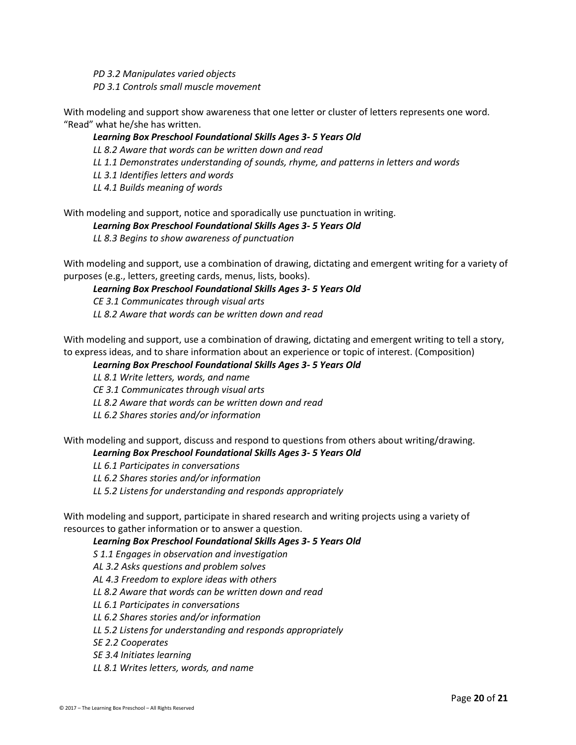*PD 3.2 Manipulates varied objects*
*PD 3.1 Controls small muscle movement*

With modeling and support show awareness that one letter or cluster of letters represents one word. "Read" what he/she has written.

***Learning Box Preschool Foundational Skills Ages 3- 5 Years Old***
*LL 8.2 Aware that words can be written down and read*
*LL 1.1 Demonstrates understanding of sounds, rhyme, and patterns in letters and words*
*LL 3.1 Identifies letters and words*
*LL 4.1 Builds meaning of words*

With modeling and support, notice and sporadically use punctuation in writing.

***Learning Box Preschool Foundational Skills Ages 3- 5 Years Old***
*LL 8.3 Begins to show awareness of punctuation*

With modeling and support, use a combination of drawing, dictating and emergent writing for a variety of purposes (e.g., letters, greeting cards, menus, lists, books).

***Learning Box Preschool Foundational Skills Ages 3- 5 Years Old***
*CE 3.1 Communicates through visual arts*
*LL 8.2 Aware that words can be written down and read*

With modeling and support, use a combination of drawing, dictating and emergent writing to tell a story, to express ideas, and to share information about an experience or topic of interest. (Composition)

***Learning Box Preschool Foundational Skills Ages 3- 5 Years Old***
*LL 8.1 Write letters, words, and name*
*CE 3.1 Communicates through visual arts*
*LL 8.2 Aware that words can be written down and read*
*LL 6.2 Shares stories and/or information*

With modeling and support, discuss and respond to questions from others about writing/drawing.

***Learning Box Preschool Foundational Skills Ages 3- 5 Years Old***
*LL 6.1 Participates in conversations*
*LL 6.2 Shares stories and/or information*
*LL 5.2 Listens for understanding and responds appropriately*

With modeling and support, participate in shared research and writing projects using a variety of resources to gather information or to answer a question.

***Learning Box Preschool Foundational Skills Ages 3- 5 Years Old***
*S 1.1 Engages in observation and investigation*
*AL 3.2 Asks questions and problem solves*
*AL 4.3 Freedom to explore ideas with others*
*LL 8.2 Aware that words can be written down and read*
*LL 6.1 Participates in conversations*
*LL 6.2 Shares stories and/or information*
*LL 5.2 Listens for understanding and responds appropriately*
*SE 2.2 Cooperates*
*SE 3.4 Initiates learning*
*LL 8.1 Writes letters, words, and name*

© 2017 – The Learning Box Preschool – All Rights Reserved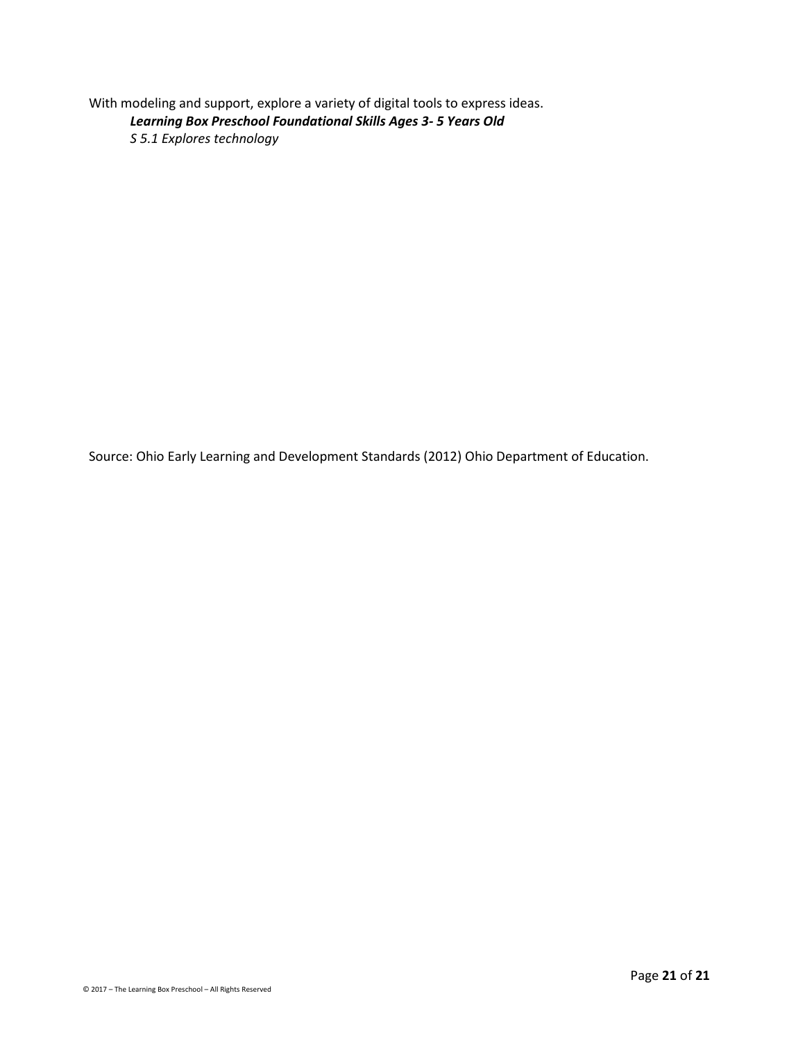With modeling and support, explore a variety of digital tools to express ideas.

***Learning Box Preschool Foundational Skills Ages 3- 5 Years Old***

*S 5.1 Explores technology*

Source: Ohio Early Learning and Development Standards (2012) Ohio Department of Education.